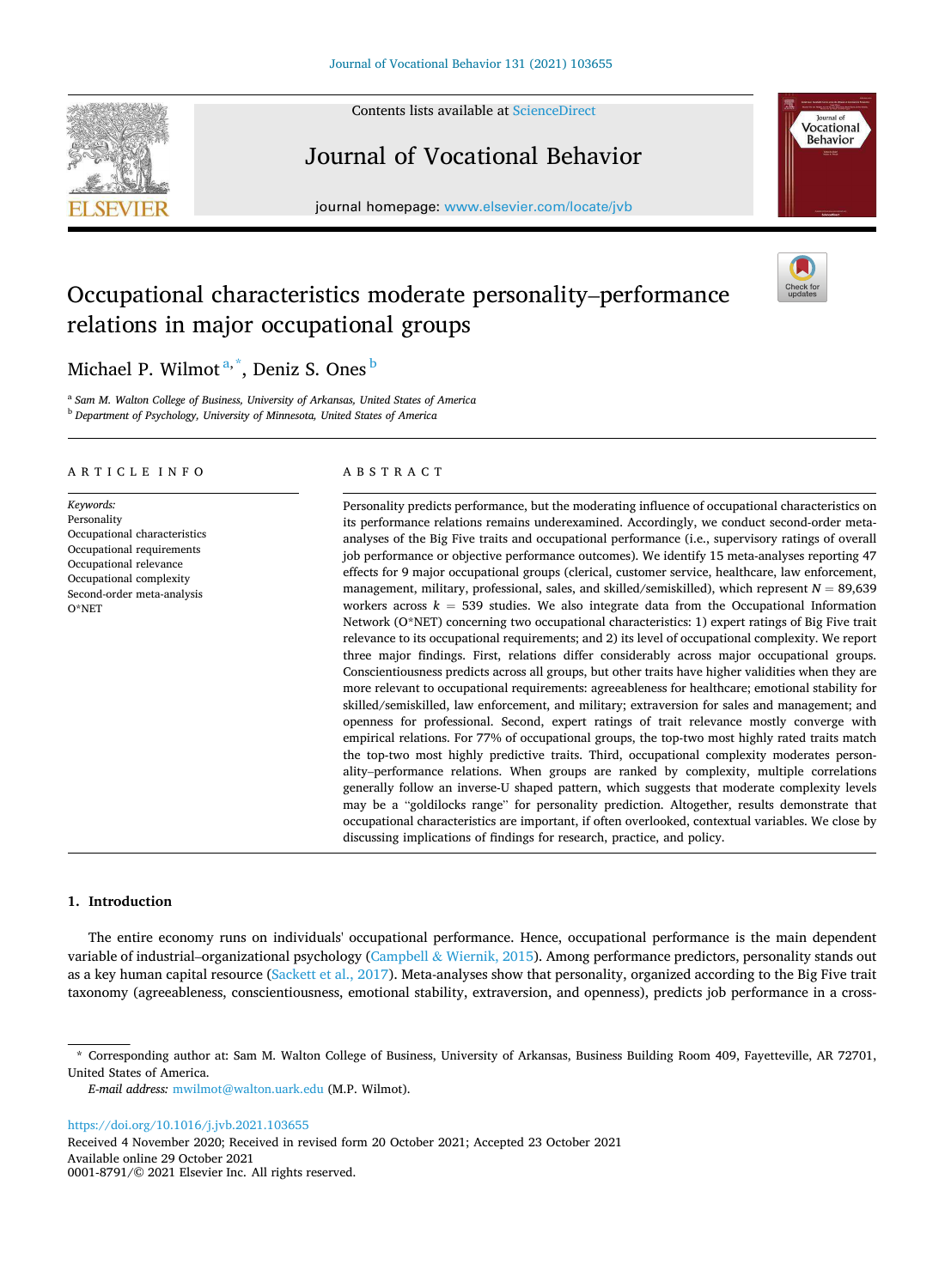Contents lists available at ScienceDirect

# Journal of Vocational Behavior

journal homepage: www.elsevier.com/locate/jvb

# Occupational characteristics moderate personality–performance relations in major occupational groups

Michael P. Wilmot[a,*], Deniz S. Ones[b]

[a] Sam M. Walton College of Business, University of Arkansas, United States of America
[b] Department of Psychology, University of Minnesota, United States of America

## ARTICLE INFO

*Keywords:*
Personality
Occupational characteristics
Occupational requirements
Occupational relevance
Occupational complexity
Second-order meta-analysis
O*NET

## ABSTRACT

Personality predicts performance, but the moderating influence of occupational characteristics on its performance relations remains underexamined. Accordingly, we conduct second-order meta-analyses of the Big Five traits and occupational performance (i.e., supervisory ratings of overall job performance or objective performance outcomes). We identify 15 meta-analyses reporting 47 effects for 9 major occupational groups (clerical, customer service, healthcare, law enforcement, management, military, professional, sales, and skilled/semiskilled), which represent $N = 89{,}639$ workers across $k = 539$ studies. We also integrate data from the Occupational Information Network (O*NET) concerning two occupational characteristics: 1) expert ratings of Big Five trait relevance to its occupational requirements; and 2) its level of occupational complexity. We report three major findings. First, relations differ considerably across major occupational groups. Conscientiousness predicts across all groups, but other traits have higher validities when they are more relevant to occupational requirements: agreeableness for healthcare; emotional stability for skilled/semiskilled, law enforcement, and military; extraversion for sales and management; and openness for professional. Second, expert ratings of trait relevance mostly converge with empirical relations. For 77% of occupational groups, the top-two most highly rated traits match the top-two most highly predictive traits. Third, occupational complexity moderates personality–performance relations. When groups are ranked by complexity, multiple correlations generally follow an inverse-U shaped pattern, which suggests that moderate complexity levels may be a "goldilocks range" for personality prediction. Altogether, results demonstrate that occupational characteristics are important, if often overlooked, contextual variables. We close by discussing implications of findings for research, practice, and policy.

## 1. Introduction

The entire economy runs on individuals' occupational performance. Hence, occupational performance is the main dependent variable of industrial–organizational psychology (Campbell & Wiernik, 2015). Among performance predictors, personality stands out as a key human capital resource (Sackett et al., 2017). Meta-analyses show that personality, organized according to the Big Five trait taxonomy (agreeableness, conscientiousness, emotional stability, extraversion, and openness), predicts job performance in a cross-

---

* Corresponding author at: Sam M. Walton College of Business, University of Arkansas, Business Building Room 409, Fayetteville, AR 72701, United States of America.

*E-mail address:* mwilmot@walton.uark.edu (M.P. Wilmot).

https://doi.org/10.1016/j.jvb.2021.103655
Received 4 November 2020; Received in revised form 20 October 2021; Accepted 23 October 2021
Available online 29 October 2021
0001-8791/© 2021 Elsevier Inc. All rights reserved.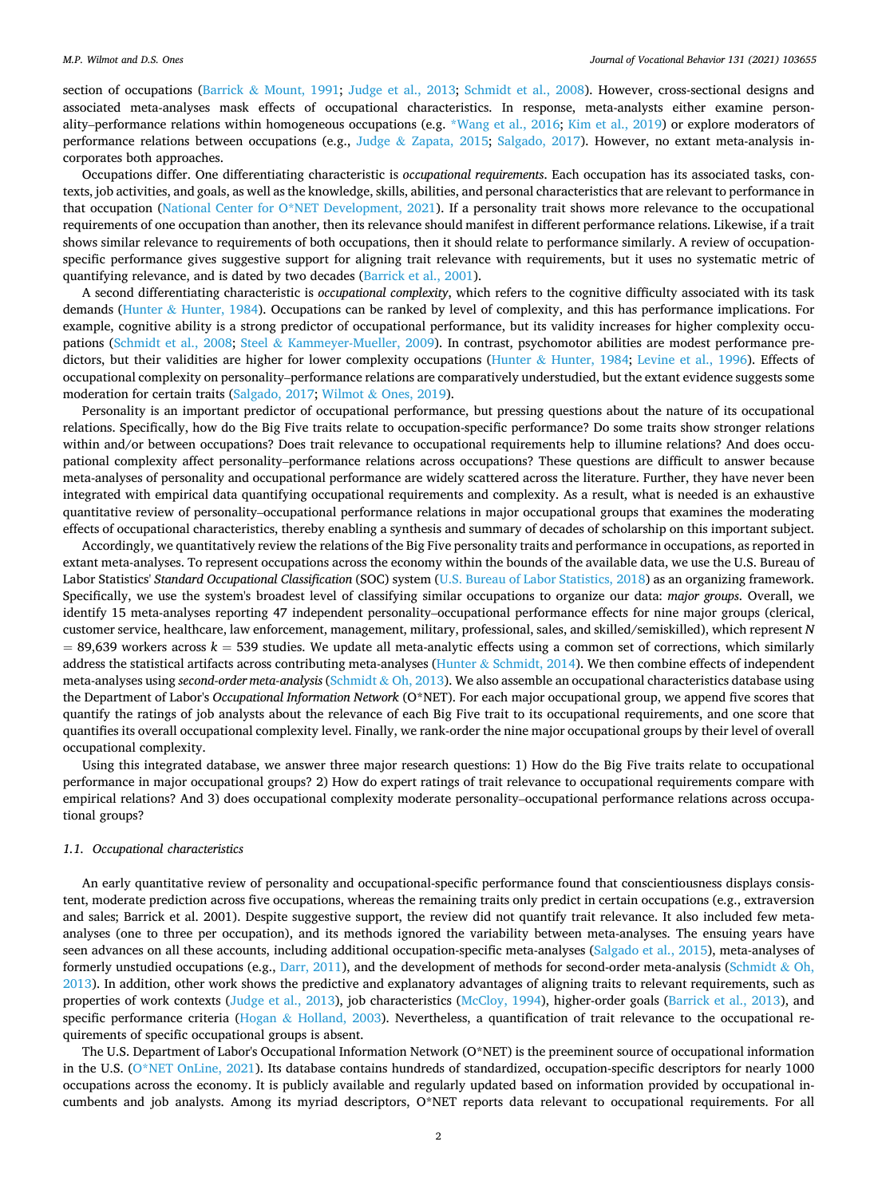section of occupations (Barrick & Mount, 1991; Judge et al., 2013; Schmidt et al., 2008). However, cross-sectional designs and associated meta-analyses mask effects of occupational characteristics. In response, meta-analysts either examine personality–performance relations within homogeneous occupations (e.g. *Wang et al., 2016; Kim et al., 2019) or explore moderators of performance relations between occupations (e.g., Judge & Zapata, 2015; Salgado, 2017). However, no extant meta-analysis incorporates both approaches.

Occupations differ. One differentiating characteristic is *occupational requirements*. Each occupation has its associated tasks, contexts, job activities, and goals, as well as the knowledge, skills, abilities, and personal characteristics that are relevant to performance in that occupation (National Center for O*NET Development, 2021). If a personality trait shows more relevance to the occupational requirements of one occupation than another, then its relevance should manifest in different performance relations. Likewise, if a trait shows similar relevance to requirements of both occupations, then it should relate to performance similarly. A review of occupation-specific performance gives suggestive support for aligning trait relevance with requirements, but it uses no systematic metric of quantifying relevance, and is dated by two decades (Barrick et al., 2001).

A second differentiating characteristic is *occupational complexity*, which refers to the cognitive difficulty associated with its task demands (Hunter & Hunter, 1984). Occupations can be ranked by level of complexity, and this has performance implications. For example, cognitive ability is a strong predictor of occupational performance, but its validity increases for higher complexity occupations (Schmidt et al., 2008; Steel & Kammeyer-Mueller, 2009). In contrast, psychomotor abilities are modest performance predictors, but their validities are higher for lower complexity occupations (Hunter & Hunter, 1984; Levine et al., 1996). Effects of occupational complexity on personality–performance relations are comparatively understudied, but the extant evidence suggests some moderation for certain traits (Salgado, 2017; Wilmot & Ones, 2019).

Personality is an important predictor of occupational performance, but pressing questions about the nature of its occupational relations. Specifically, how do the Big Five traits relate to occupation-specific performance? Do some traits show stronger relations within and/or between occupations? Does trait relevance to occupational requirements help to illumine relations? And does occupational complexity affect personality–performance relations across occupations? These questions are difficult to answer because meta-analyses of personality and occupational performance are widely scattered across the literature. Further, they have never been integrated with empirical data quantifying occupational requirements and complexity. As a result, what is needed is an exhaustive quantitative review of personality–occupational performance relations in major occupational groups that examines the moderating effects of occupational characteristics, thereby enabling a synthesis and summary of decades of scholarship on this important subject.

Accordingly, we quantitatively review the relations of the Big Five personality traits and performance in occupations, as reported in extant meta-analyses. To represent occupations across the economy within the bounds of the available data, we use the U.S. Bureau of Labor Statistics' *Standard Occupational Classification* (SOC) system (U.S. Bureau of Labor Statistics, 2018) as an organizing framework. Specifically, we use the system's broadest level of classifying similar occupations to organize our data: *major groups*. Overall, we identify 15 meta-analyses reporting 47 independent personality–occupational performance effects for nine major groups (clerical, customer service, healthcare, law enforcement, management, military, professional, sales, and skilled/semiskilled), which represent $N = 89{,}639$ workers across $k = 539$ studies. We update all meta-analytic effects using a common set of corrections, which similarly address the statistical artifacts across contributing meta-analyses (Hunter & Schmidt, 2014). We then combine effects of independent meta-analyses using *second-order meta-analysis* (Schmidt & Oh, 2013). We also assemble an occupational characteristics database using the Department of Labor's *Occupational Information Network* (O*NET). For each major occupational group, we append five scores that quantify the ratings of job analysts about the relevance of each Big Five trait to its occupational requirements, and one score that quantifies its overall occupational complexity level. Finally, we rank-order the nine major occupational groups by their level of overall occupational complexity.

Using this integrated database, we answer three major research questions: 1) How do the Big Five traits relate to occupational performance in major occupational groups? 2) How do expert ratings of trait relevance to occupational requirements compare with empirical relations? And 3) does occupational complexity moderate personality–occupational performance relations across occupational groups?

### 1.1. Occupational characteristics

An early quantitative review of personality and occupational-specific performance found that conscientiousness displays consistent, moderate prediction across five occupations, whereas the remaining traits only predict in certain occupations (e.g., extraversion and sales; Barrick et al. 2001). Despite suggestive support, the review did not quantify trait relevance. It also included few meta-analyses (one to three per occupation), and its methods ignored the variability between meta-analyses. The ensuing years have seen advances on all these accounts, including additional occupation-specific meta-analyses (Salgado et al., 2015), meta-analyses of formerly unstudied occupations (e.g., Darr, 2011), and the development of methods for second-order meta-analysis (Schmidt & Oh, 2013). In addition, other work shows the predictive and explanatory advantages of aligning traits to relevant requirements, such as properties of work contexts (Judge et al., 2013), job characteristics (McCloy, 1994), higher-order goals (Barrick et al., 2013), and specific performance criteria (Hogan & Holland, 2003). Nevertheless, a quantification of trait relevance to the occupational requirements of specific occupational groups is absent.

The U.S. Department of Labor's Occupational Information Network (O*NET) is the preeminent source of occupational information in the U.S. (O*NET OnLine, 2021). Its database contains hundreds of standardized, occupation-specific descriptors for nearly 1000 occupations across the economy. It is publicly available and regularly updated based on information provided by occupational incumbents and job analysts. Among its myriad descriptors, O*NET reports data relevant to occupational requirements. For all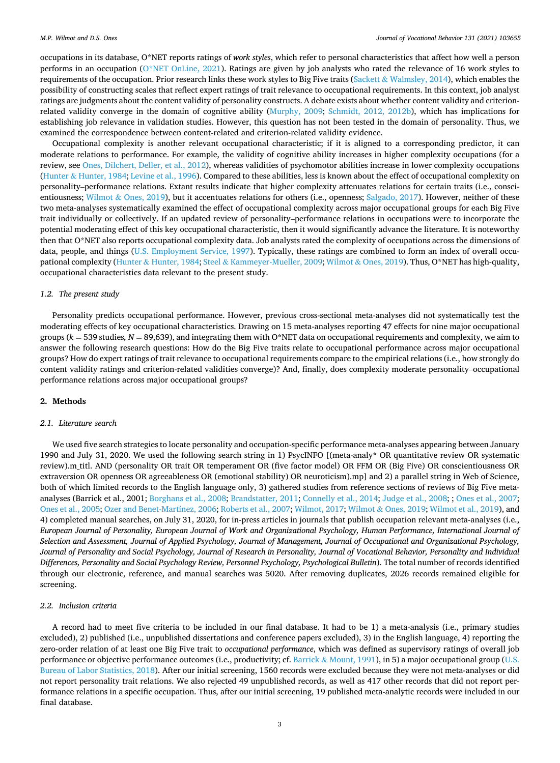occupations in its database, O*NET reports ratings of *work styles*, which refer to personal characteristics that affect how well a person performs in an occupation (O*NET OnLine, 2021). Ratings are given by job analysts who rated the relevance of 16 work styles to requirements of the occupation. Prior research links these work styles to Big Five traits (Sackett & Walmsley, 2014), which enables the possibility of constructing scales that reflect expert ratings of trait relevance to occupational requirements. In this context, job analyst ratings are judgments about the content validity of personality constructs. A debate exists about whether content validity and criterion-related validity converge in the domain of cognitive ability (Murphy, 2009; Schmidt, 2012, 2012b), which has implications for establishing job relevance in validation studies. However, this question has not been tested in the domain of personality. Thus, we examined the correspondence between content-related and criterion-related validity evidence.

Occupational complexity is another relevant occupational characteristic; if it is aligned to a corresponding predictor, it can moderate relations to performance. For example, the validity of cognitive ability increases in higher complexity occupations (for a review, see Ones, Dilchert, Deller, et al., 2012), whereas validities of psychomotor abilities increase in lower complexity occupations (Hunter & Hunter, 1984; Levine et al., 1996). Compared to these abilities, less is known about the effect of occupational complexity on personality–performance relations. Extant results indicate that higher complexity attenuates relations for certain traits (i.e., conscientiousness; Wilmot & Ones, 2019), but it accentuates relations for others (i.e., openness; Salgado, 2017). However, neither of these two meta-analyses systematically examined the effect of occupational complexity across major occupational groups for each Big Five trait individually or collectively. If an updated review of personality–performance relations in occupations were to incorporate the potential moderating effect of this key occupational characteristic, then it would significantly advance the literature. It is noteworthy then that O*NET also reports occupational complexity data. Job analysts rated the complexity of occupations across the dimensions of data, people, and things (U.S. Employment Service, 1997). Typically, these ratings are combined to form an index of overall occupational complexity (Hunter & Hunter, 1984; Steel & Kammeyer-Mueller, 2009; Wilmot & Ones, 2019). Thus, O*NET has high-quality, occupational characteristics data relevant to the present study.

### 1.2. The present study

Personality predicts occupational performance. However, previous cross-sectional meta-analyses did not systematically test the moderating effects of key occupational characteristics. Drawing on 15 meta-analyses reporting 47 effects for nine major occupational groups ($k = 539$ studies, $N = 89{,}639$), and integrating them with O*NET data on occupational requirements and complexity, we aim to answer the following research questions: How do the Big Five traits relate to occupational performance across major occupational groups? How do expert ratings of trait relevance to occupational requirements compare to the empirical relations (i.e., how strongly do content validity ratings and criterion-related validities converge)? And, finally, does complexity moderate personality–occupational performance relations across major occupational groups?

## 2. Methods

### 2.1. Literature search

We used five search strategies to locate personality and occupation-specific performance meta-analyses appearing between January 1990 and July 31, 2020. We used the following search string in 1) PsycINFO [(meta-analy* OR quantitative review OR systematic review).m_titl. AND (personality OR trait OR temperament OR (five factor model) OR FFM OR (Big Five) OR conscientiousness OR extraversion OR openness OR agreeableness OR (emotional stability) OR neuroticism).mp] and 2) a parallel string in Web of Science, both of which limited records to the English language only, 3) gathered studies from reference sections of reviews of Big Five meta-analyses (Barrick et al., 2001; Borghans et al., 2008; Brandstatter, 2011; Connelly et al., 2014; Judge et al., 2008; ; Ones et al., 2007; Ones et al., 2005; Ozer and Benet-Martínez, 2006; Roberts et al., 2007; Wilmot, 2017; Wilmot & Ones, 2019; Wilmot et al., 2019), and 4) completed manual searches, on July 31, 2020, for in-press articles in journals that publish occupation relevant meta-analyses (i.e., *European Journal of Personality, European Journal of Work and Organizational Psychology, Human Performance, International Journal of Selection and Assessment, Journal of Applied Psychology, Journal of Management, Journal of Occupational and Organizational Psychology, Journal of Personality and Social Psychology, Journal of Research in Personality, Journal of Vocational Behavior, Personality and Individual Differences, Personality and Social Psychology Review, Personnel Psychology, Psychological Bulletin*). The total number of records identified through our electronic, reference, and manual searches was 5020. After removing duplicates, 2026 records remained eligible for screening.

### 2.2. Inclusion criteria

A record had to meet five criteria to be included in our final database. It had to be 1) a meta-analysis (i.e., primary studies excluded), 2) published (i.e., unpublished dissertations and conference papers excluded), 3) in the English language, 4) reporting the zero-order relation of at least one Big Five trait to *occupational performance*, which was defined as supervisory ratings of overall job performance or objective performance outcomes (i.e., productivity; cf. Barrick & Mount, 1991), in 5) a major occupational group (U.S. Bureau of Labor Statistics, 2018). After our initial screening, 1560 records were excluded because they were not meta-analyses or did not report personality trait relations. We also rejected 49 unpublished records, as well as 417 other records that did not report performance relations in a specific occupation. Thus, after our initial screening, 19 published meta-analytic records were included in our final database.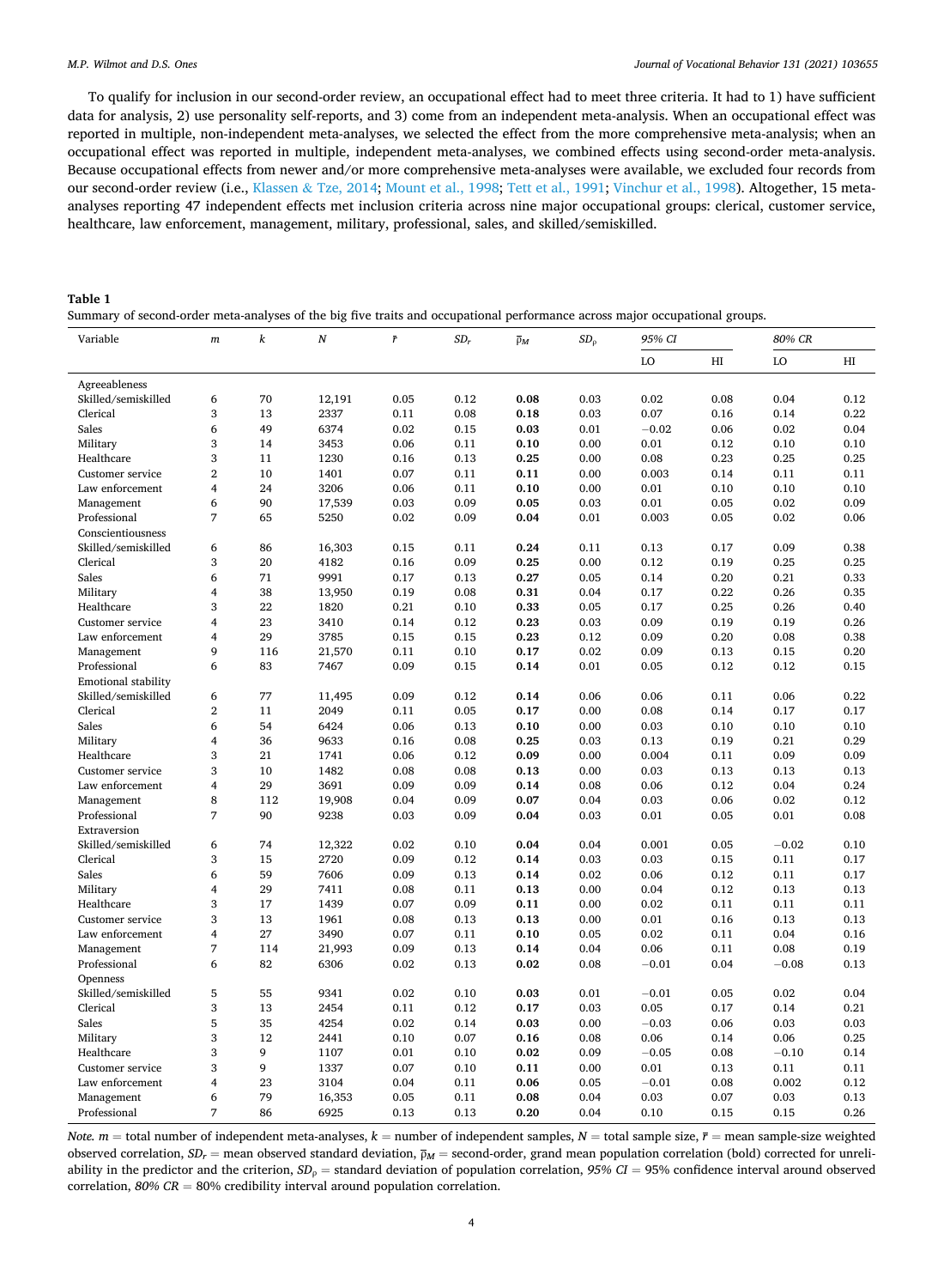To qualify for inclusion in our second-order review, an occupational effect had to meet three criteria. It had to 1) have sufficient data for analysis, 2) use personality self-reports, and 3) come from an independent meta-analysis. When an occupational effect was reported in multiple, non-independent meta-analyses, we selected the effect from the more comprehensive meta-analysis; when an occupational effect was reported in multiple, independent meta-analyses, we combined effects using second-order meta-analysis. Because occupational effects from newer and/or more comprehensive meta-analyses were available, we excluded four records from our second-order review (i.e., Klassen & Tze, 2014; Mount et al., 1998; Tett et al., 1991; Vinchur et al., 1998). Altogether, 15 meta-analyses reporting 47 independent effects met inclusion criteria across nine major occupational groups: clerical, customer service, healthcare, law enforcement, management, military, professional, sales, and skilled/semiskilled.

**Table 1**
Summary of second-order meta-analyses of the big five traits and occupational performance across major occupational groups.

| Variable | *m* | *k* | *N* | $\bar{r}$ | $SD_r$ | $\bar{\rho}_M$ | $SD_\rho$ | *95% CI* | | *80% CR* | |
|---|---|---|---|---|---|---|---|---|---|---|---|
| | | | | | | | | LO | HI | LO | HI |
| Agreeableness | | | | | | | | | | | |
| Skilled/semiskilled | 6 | 70 | 12,191 | 0.05 | 0.12 | **0.08** | 0.03 | 0.02 | 0.08 | 0.04 | 0.12 |
| Clerical | 3 | 13 | 2337 | 0.11 | 0.08 | **0.18** | 0.03 | 0.07 | 0.16 | 0.14 | 0.22 |
| Sales | 6 | 49 | 6374 | 0.02 | 0.15 | **0.03** | 0.01 | −0.02 | 0.06 | 0.02 | 0.04 |
| Military | 3 | 14 | 3453 | 0.06 | 0.11 | **0.10** | 0.00 | 0.01 | 0.12 | 0.10 | 0.10 |
| Healthcare | 3 | 11 | 1230 | 0.16 | 0.13 | **0.25** | 0.00 | 0.08 | 0.23 | 0.25 | 0.25 |
| Customer service | 2 | 10 | 1401 | 0.07 | 0.11 | **0.11** | 0.00 | 0.003 | 0.14 | 0.11 | 0.11 |
| Law enforcement | 4 | 24 | 3206 | 0.06 | 0.11 | **0.10** | 0.00 | 0.01 | 0.10 | 0.10 | 0.10 |
| Management | 6 | 90 | 17,539 | 0.03 | 0.09 | **0.05** | 0.03 | 0.01 | 0.05 | 0.02 | 0.09 |
| Professional | 7 | 65 | 5250 | 0.02 | 0.09 | **0.04** | 0.01 | 0.003 | 0.05 | 0.02 | 0.06 |
| Conscientiousness | | | | | | | | | | | |
| Skilled/semiskilled | 6 | 86 | 16,303 | 0.15 | 0.11 | **0.24** | 0.11 | 0.13 | 0.17 | 0.09 | 0.38 |
| Clerical | 3 | 20 | 4182 | 0.16 | 0.09 | **0.25** | 0.00 | 0.12 | 0.19 | 0.25 | 0.25 |
| Sales | 6 | 71 | 9991 | 0.17 | 0.13 | **0.27** | 0.05 | 0.14 | 0.20 | 0.21 | 0.33 |
| Military | 4 | 38 | 13,950 | 0.19 | 0.08 | **0.31** | 0.04 | 0.17 | 0.22 | 0.26 | 0.35 |
| Healthcare | 3 | 22 | 1820 | 0.21 | 0.10 | **0.33** | 0.05 | 0.17 | 0.25 | 0.26 | 0.40 |
| Customer service | 4 | 23 | 3410 | 0.14 | 0.12 | **0.23** | 0.03 | 0.09 | 0.19 | 0.19 | 0.26 |
| Law enforcement | 4 | 29 | 3785 | 0.15 | 0.15 | **0.23** | 0.12 | 0.09 | 0.20 | 0.08 | 0.38 |
| Management | 9 | 116 | 21,570 | 0.11 | 0.10 | **0.17** | 0.02 | 0.09 | 0.13 | 0.15 | 0.20 |
| Professional | 6 | 83 | 7467 | 0.09 | 0.15 | **0.14** | 0.01 | 0.05 | 0.12 | 0.12 | 0.15 |
| Emotional stability | | | | | | | | | | | |
| Skilled/semiskilled | 6 | 77 | 11,495 | 0.09 | 0.12 | **0.14** | 0.06 | 0.06 | 0.11 | 0.06 | 0.22 |
| Clerical | 2 | 11 | 2049 | 0.11 | 0.05 | **0.17** | 0.00 | 0.08 | 0.14 | 0.17 | 0.17 |
| Sales | 6 | 54 | 6424 | 0.06 | 0.13 | **0.10** | 0.00 | 0.03 | 0.10 | 0.10 | 0.10 |
| Military | 4 | 36 | 9633 | 0.16 | 0.08 | **0.25** | 0.03 | 0.13 | 0.19 | 0.21 | 0.29 |
| Healthcare | 3 | 21 | 1741 | 0.06 | 0.12 | **0.09** | 0.00 | 0.004 | 0.11 | 0.09 | 0.09 |
| Customer service | 3 | 10 | 1482 | 0.08 | 0.08 | **0.13** | 0.00 | 0.03 | 0.13 | 0.13 | 0.13 |
| Law enforcement | 4 | 29 | 3691 | 0.09 | 0.09 | **0.14** | 0.08 | 0.06 | 0.12 | 0.04 | 0.24 |
| Management | 8 | 112 | 19,908 | 0.04 | 0.09 | **0.07** | 0.04 | 0.03 | 0.06 | 0.02 | 0.12 |
| Professional | 7 | 90 | 9238 | 0.03 | 0.09 | **0.04** | 0.03 | 0.01 | 0.05 | 0.01 | 0.08 |
| Extraversion | | | | | | | | | | | |
| Skilled/semiskilled | 6 | 74 | 12,322 | 0.02 | 0.10 | **0.04** | 0.04 | 0.001 | 0.05 | −0.02 | 0.10 |
| Clerical | 3 | 15 | 2720 | 0.09 | 0.12 | **0.14** | 0.03 | 0.03 | 0.15 | 0.11 | 0.17 |
| Sales | 6 | 59 | 7606 | 0.09 | 0.13 | **0.14** | 0.02 | 0.06 | 0.12 | 0.11 | 0.17 |
| Military | 4 | 29 | 7411 | 0.08 | 0.11 | **0.13** | 0.00 | 0.04 | 0.12 | 0.13 | 0.13 |
| Healthcare | 3 | 17 | 1439 | 0.07 | 0.09 | **0.11** | 0.00 | 0.02 | 0.11 | 0.11 | 0.11 |
| Customer service | 3 | 13 | 1961 | 0.08 | 0.13 | **0.13** | 0.00 | 0.01 | 0.16 | 0.13 | 0.13 |
| Law enforcement | 4 | 27 | 3490 | 0.07 | 0.11 | **0.10** | 0.05 | 0.02 | 0.11 | 0.04 | 0.16 |
| Management | 7 | 114 | 21,993 | 0.09 | 0.13 | **0.14** | 0.04 | 0.06 | 0.11 | 0.08 | 0.19 |
| Professional | 6 | 82 | 6306 | 0.02 | 0.13 | **0.02** | 0.08 | −0.01 | 0.04 | −0.08 | 0.13 |
| Openness | | | | | | | | | | | |
| Skilled/semiskilled | 5 | 55 | 9341 | 0.02 | 0.10 | **0.03** | 0.01 | −0.01 | 0.05 | 0.02 | 0.04 |
| Clerical | 3 | 13 | 2454 | 0.11 | 0.12 | **0.17** | 0.03 | 0.05 | 0.17 | 0.14 | 0.21 |
| Sales | 5 | 35 | 4254 | 0.02 | 0.14 | **0.03** | 0.00 | −0.03 | 0.06 | 0.03 | 0.03 |
| Military | 3 | 12 | 2441 | 0.10 | 0.07 | **0.16** | 0.08 | 0.06 | 0.14 | 0.06 | 0.25 |
| Healthcare | 3 | 9 | 1107 | 0.01 | 0.10 | **0.02** | 0.09 | −0.05 | 0.08 | −0.10 | 0.14 |
| Customer service | 3 | 9 | 1337 | 0.07 | 0.10 | **0.11** | 0.00 | 0.01 | 0.13 | 0.11 | 0.11 |
| Law enforcement | 4 | 23 | 3104 | 0.04 | 0.11 | **0.06** | 0.05 | −0.01 | 0.08 | 0.002 | 0.12 |
| Management | 6 | 79 | 16,353 | 0.05 | 0.11 | **0.08** | 0.04 | 0.03 | 0.07 | 0.03 | 0.13 |
| Professional | 7 | 86 | 6925 | 0.13 | 0.13 | **0.20** | 0.04 | 0.10 | 0.15 | 0.15 | 0.26 |

*Note. m* = total number of independent meta-analyses, *k* = number of independent samples, *N* = total sample size, $\bar{r}$ = mean sample-size weighted observed correlation, $SD_r$ = mean observed standard deviation, $\bar{\rho}_M$ = second-order, grand mean population correlation (bold) corrected for unreliability in the predictor and the criterion, $SD_\rho$ = standard deviation of population correlation, *95% CI* = 95% confidence interval around observed correlation, *80% CR* = 80% credibility interval around population correlation.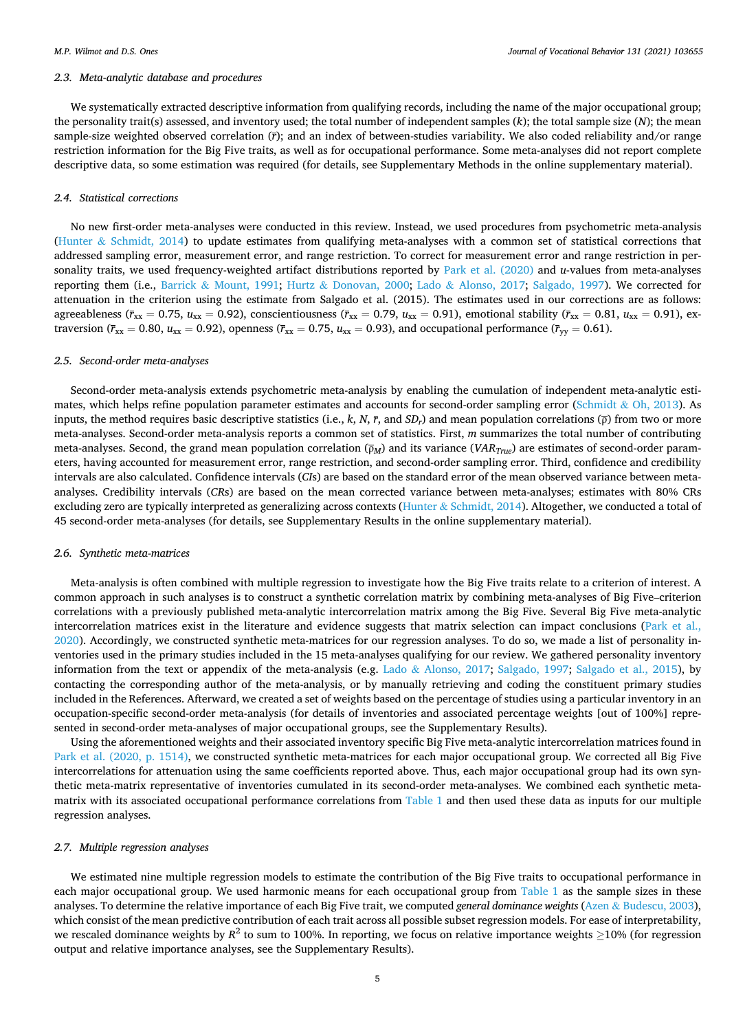### 2.3. Meta-analytic database and procedures

We systematically extracted descriptive information from qualifying records, including the name of the major occupational group; the personality trait(s) assessed, and inventory used; the total number of independent samples ($k$); the total sample size ($N$); the mean sample-size weighted observed correlation ($\bar{r}$); and an index of between-studies variability. We also coded reliability and/or range restriction information for the Big Five traits, as well as for occupational performance. Some meta-analyses did not report complete descriptive data, so some estimation was required (for details, see Supplementary Methods in the online supplementary material).

### 2.4. Statistical corrections

No new first-order meta-analyses were conducted in this review. Instead, we used procedures from psychometric meta-analysis (Hunter & Schmidt, 2014) to update estimates from qualifying meta-analyses with a common set of statistical corrections that addressed sampling error, measurement error, and range restriction. To correct for measurement error and range restriction in personality traits, we used frequency-weighted artifact distributions reported by Park et al. (2020) and $u$-values from meta-analyses reporting them (i.e., Barrick & Mount, 1991; Hurtz & Donovan, 2000; Lado & Alonso, 2017; Salgado, 1997). We corrected for attenuation in the criterion using the estimate from Salgado et al. (2015). The estimates used in our corrections are as follows: agreeableness ($\bar{r}_{xx} = 0.75$, $u_{xx} = 0.92$), conscientiousness ($\bar{r}_{xx} = 0.79$, $u_{xx} = 0.91$), emotional stability ($\bar{r}_{xx} = 0.81$, $u_{xx} = 0.91$), extraversion ($\bar{r}_{xx} = 0.80$, $u_{xx} = 0.92$), openness ($\bar{r}_{xx} = 0.75$, $u_{xx} = 0.93$), and occupational performance ($\bar{r}_{yy} = 0.61$).

### 2.5. Second-order meta-analyses

Second-order meta-analysis extends psychometric meta-analysis by enabling the cumulation of independent meta-analytic estimates, which helps refine population parameter estimates and accounts for second-order sampling error (Schmidt & Oh, 2013). As inputs, the method requires basic descriptive statistics (i.e., $k$, $N$, $\bar{r}$, and $SD_r$) and mean population correlations ($\bar{\rho}$) from two or more meta-analyses. Second-order meta-analysis reports a common set of statistics. First, $m$ summarizes the total number of contributing meta-analyses. Second, the grand mean population correlation ($\bar{\rho}_M$) and its variance ($VAR_{True}$) are estimates of second-order parameters, having accounted for measurement error, range restriction, and second-order sampling error. Third, confidence and credibility intervals are also calculated. Confidence intervals (*CI*s) are based on the standard error of the mean observed variance between meta-analyses. Credibility intervals (*CR*s) are based on the mean corrected variance between meta-analyses; estimates with 80% CRs excluding zero are typically interpreted as generalizing across contexts (Hunter & Schmidt, 2014). Altogether, we conducted a total of 45 second-order meta-analyses (for details, see Supplementary Results in the online supplementary material).

### 2.6. Synthetic meta-matrices

Meta-analysis is often combined with multiple regression to investigate how the Big Five traits relate to a criterion of interest. A common approach in such analyses is to construct a synthetic correlation matrix by combining meta-analyses of Big Five–criterion correlations with a previously published meta-analytic intercorrelation matrix among the Big Five. Several Big Five meta-analytic intercorrelation matrices exist in the literature and evidence suggests that matrix selection can impact conclusions (Park et al., 2020). Accordingly, we constructed synthetic meta-matrices for our regression analyses. To do so, we made a list of personality inventories used in the primary studies included in the 15 meta-analyses qualifying for our review. We gathered personality inventory information from the text or appendix of the meta-analysis (e.g. Lado & Alonso, 2017; Salgado, 1997; Salgado et al., 2015), by contacting the corresponding author of the meta-analysis, or by manually retrieving and coding the constituent primary studies included in the References. Afterward, we created a set of weights based on the percentage of studies using a particular inventory in an occupation-specific second-order meta-analysis (for details of inventories and associated percentage weights [out of 100%] represented in second-order meta-analyses of major occupational groups, see the Supplementary Results).

Using the aforementioned weights and their associated inventory specific Big Five meta-analytic intercorrelation matrices found in Park et al. (2020, p. 1514), we constructed synthetic meta-matrices for each major occupational group. We corrected all Big Five intercorrelations for attenuation using the same coefficients reported above. Thus, each major occupational group had its own synthetic meta-matrix representative of inventories cumulated in its second-order meta-analyses. We combined each synthetic meta-matrix with its associated occupational performance correlations from Table 1 and then used these data as inputs for our multiple regression analyses.

### 2.7. Multiple regression analyses

We estimated nine multiple regression models to estimate the contribution of the Big Five traits to occupational performance in each major occupational group. We used harmonic means for each occupational group from Table 1 as the sample sizes in these analyses. To determine the relative importance of each Big Five trait, we computed *general dominance weights* (Azen & Budescu, 2003), which consist of the mean predictive contribution of each trait across all possible subset regression models. For ease of interpretability, we rescaled dominance weights by $R^2$ to sum to 100%. In reporting, we focus on relative importance weights $\geq$10% (for regression output and relative importance analyses, see the Supplementary Results).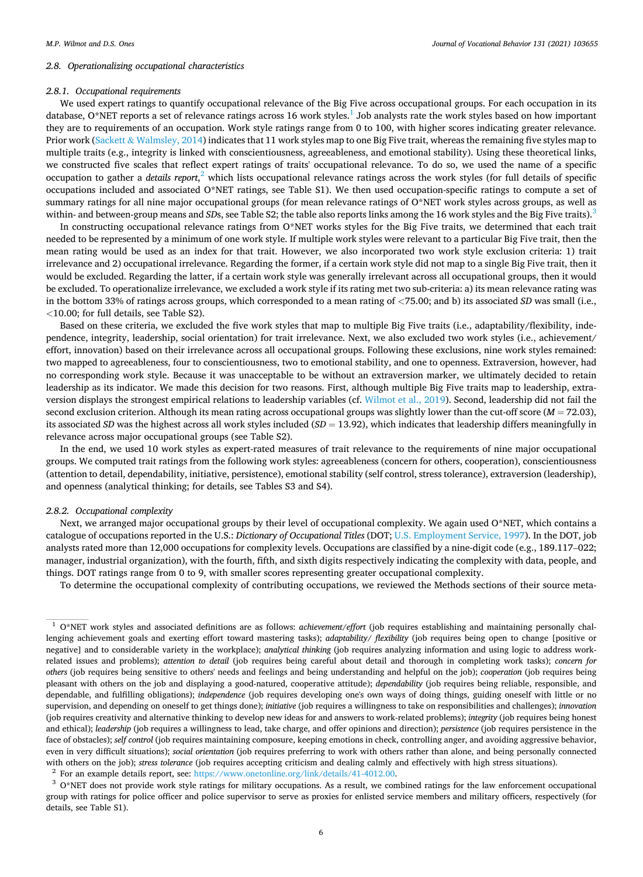### 2.8. Operationalizing occupational characteristics

#### 2.8.1. Occupational requirements

We used expert ratings to quantify occupational relevance of the Big Five across occupational groups. For each occupation in its database, O*NET reports a set of relevance ratings across 16 work styles.[1] Job analysts rate the work styles based on how important they are to requirements of an occupation. Work style ratings range from 0 to 100, with higher scores indicating greater relevance. Prior work (Sackett & Walmsley, 2014) indicates that 11 work styles map to one Big Five trait, whereas the remaining five styles map to multiple traits (e.g., integrity is linked with conscientiousness, agreeableness, and emotional stability). Using these theoretical links, we constructed five scales that reflect expert ratings of traits' occupational relevance. To do so, we used the name of a specific occupation to gather a *details report*,[2] which lists occupational relevance ratings across the work styles (for full details of specific occupations included and associated O*NET ratings, see Table S1). We then used occupation-specific ratings to compute a set of summary ratings for all nine major occupational groups (for mean relevance ratings of O*NET work styles across groups, as well as within- and between-group means and *SDs*, see Table S2; the table also reports links among the 16 work styles and the Big Five traits).[3]

In constructing occupational relevance ratings from O*NET works styles for the Big Five traits, we determined that each trait needed to be represented by a minimum of one work style. If multiple work styles were relevant to a particular Big Five trait, then the mean rating would be used as an index for that trait. However, we also incorporated two work style exclusion criteria: 1) trait irrelevance and 2) occupational irrelevance. Regarding the former, if a certain work style did not map to a single Big Five trait, then it would be excluded. Regarding the latter, if a certain work style was generally irrelevant across all occupational groups, then it would be excluded. To operationalize irrelevance, we excluded a work style if its rating met two sub-criteria: a) its mean relevance rating was in the bottom 33% of ratings across groups, which corresponded to a mean rating of <75.00; and b) its associated *SD* was small (i.e., <10.00; for full details, see Table S2).

Based on these criteria, we excluded the five work styles that map to multiple Big Five traits (i.e., adaptability/flexibility, independence, integrity, leadership, social orientation) for trait irrelevance. Next, we also excluded two work styles (i.e., achievement/effort, innovation) based on their irrelevance across all occupational groups. Following these exclusions, nine work styles remained: two mapped to agreeableness, four to conscientiousness, two to emotional stability, and one to openness. Extraversion, however, had no corresponding work style. Because it was unacceptable to be without an extraversion marker, we ultimately decided to retain leadership as its indicator. We made this decision for two reasons. First, although multiple Big Five traits map to leadership, extraversion displays the strongest empirical relations to leadership variables (cf. Wilmot et al., 2019). Second, leadership did not fail the second exclusion criterion. Although its mean rating across occupational groups was slightly lower than the cut-off score ($M = 72.03$), its associated *SD* was the highest across all work styles included ($SD = 13.92$), which indicates that leadership differs meaningfully in relevance across major occupational groups (see Table S2).

In the end, we used 10 work styles as expert-rated measures of trait relevance to the requirements of nine major occupational groups. We computed trait ratings from the following work styles: agreeableness (concern for others, cooperation), conscientiousness (attention to detail, dependability, initiative, persistence), emotional stability (self control, stress tolerance), extraversion (leadership), and openness (analytical thinking; for details, see Tables S3 and S4).

#### 2.8.2. Occupational complexity

Next, we arranged major occupational groups by their level of occupational complexity. We again used O*NET, which contains a catalogue of occupations reported in the U.S.: *Dictionary of Occupational Titles* (DOT; U.S. Employment Service, 1997). In the DOT, job analysts rated more than 12,000 occupations for complexity levels. Occupations are classified by a nine-digit code (e.g., 189.117–022; manager, industrial organization), with the fourth, fifth, and sixth digits respectively indicating the complexity with data, people, and things. DOT ratings range from 0 to 9, with smaller scores representing greater occupational complexity.

To determine the occupational complexity of contributing occupations, we reviewed the Methods sections of their source meta-

---

[1] O*NET work styles and associated definitions are as follows: *achievement/effort* (job requires establishing and maintaining personally challenging achievement goals and exerting effort toward mastering tasks); *adaptability/ flexibility* (job requires being open to change [positive or negative] and to considerable variety in the workplace); *analytical thinking* (job requires analyzing information and using logic to address work-related issues and problems); *attention to detail* (job requires being careful about detail and thorough in completing work tasks); *concern for others* (job requires being sensitive to others' needs and feelings and being understanding and helpful on the job); *cooperation* (job requires being pleasant with others on the job and displaying a good-natured, cooperative attitude); *dependability* (job requires being reliable, responsible, and dependable, and fulfilling obligations); *independence* (job requires developing one's own ways of doing things, guiding oneself with little or no supervision, and depending on oneself to get things done); *initiative* (job requires a willingness to take on responsibilities and challenges); *innovation* (job requires creativity and alternative thinking to develop new ideas for and answers to work-related problems); *integrity* (job requires being honest and ethical); *leadership* (job requires a willingness to lead, take charge, and offer opinions and direction); *persistence* (job requires persistence in the face of obstacles); *self control* (job requires maintaining composure, keeping emotions in check, controlling anger, and avoiding aggressive behavior, even in very difficult situations); *social orientation* (job requires preferring to work with others rather than alone, and being personally connected with others on the job); *stress tolerance* (job requires accepting criticism and dealing calmly and effectively with high stress situations).

[2] For an example details report, see: https://www.onetonline.org/link/details/41-4012.00.

[3] O*NET does not provide work style ratings for military occupations. As a result, we combined ratings for the law enforcement occupational group with ratings for police officer and police supervisor to serve as proxies for enlisted service members and military officers, respectively (for details, see Table S1).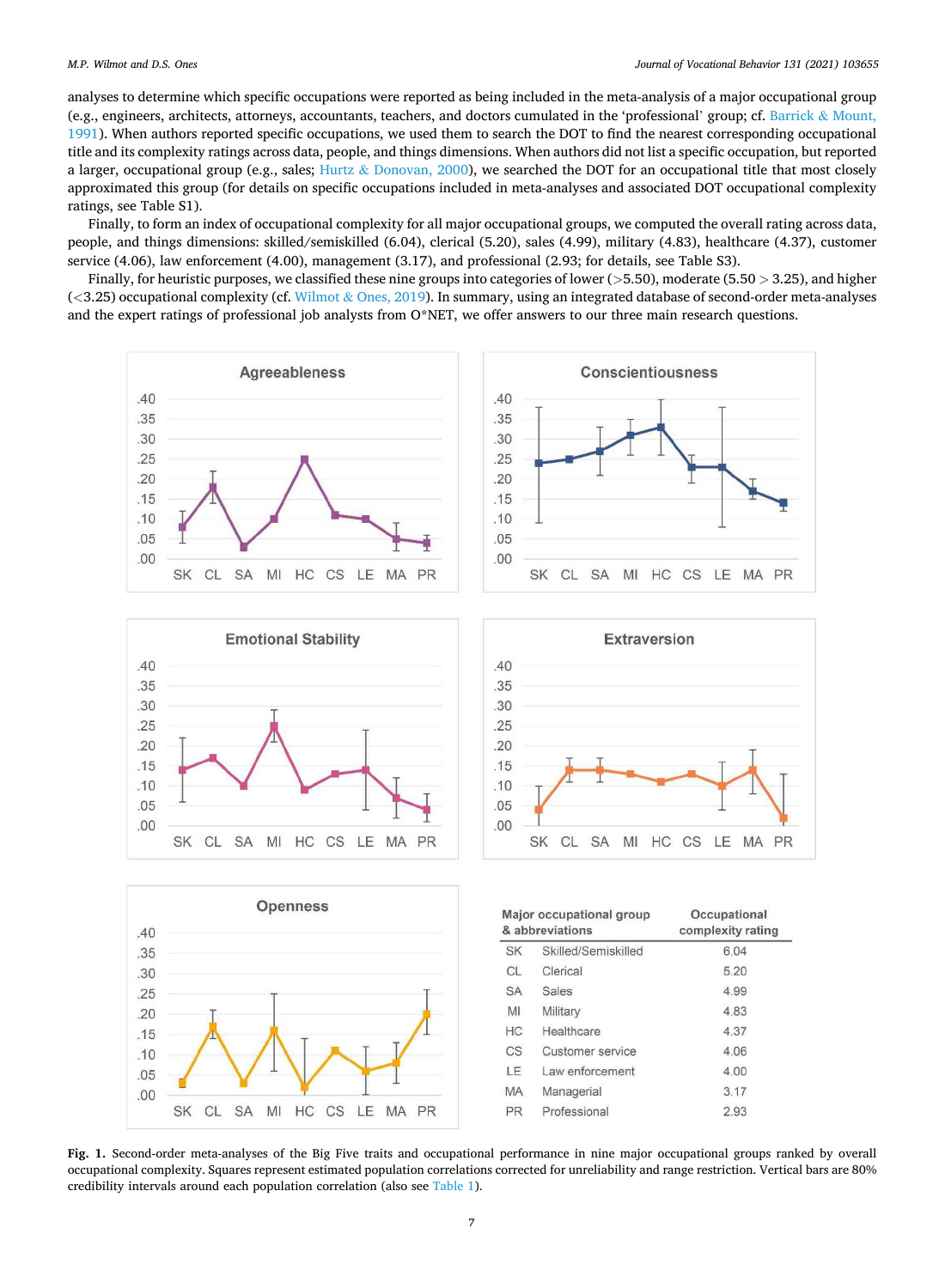analyses to determine which specific occupations were reported as being included in the meta-analysis of a major occupational group (e.g., engineers, architects, attorneys, accountants, teachers, and doctors cumulated in the 'professional' group; cf. Barrick & Mount, 1991). When authors reported specific occupations, we used them to search the DOT to find the nearest corresponding occupational title and its complexity ratings across data, people, and things dimensions. When authors did not list a specific occupation, but reported a larger, occupational group (e.g., sales; Hurtz & Donovan, 2000), we searched the DOT for an occupational title that most closely approximated this group (for details on specific occupations included in meta-analyses and associated DOT occupational complexity ratings, see Table S1).

Finally, to form an index of occupational complexity for all major occupational groups, we computed the overall rating across data, people, and things dimensions: skilled/semiskilled (6.04), clerical (5.20), sales (4.99), military (4.83), healthcare (4.37), customer service (4.06), law enforcement (4.00), management (3.17), and professional (2.93; for details, see Table S3).

Finally, for heuristic purposes, we classified these nine groups into categories of lower (>5.50), moderate (5.50 > 3.25), and higher (<3.25) occupational complexity (cf. Wilmot & Ones, 2019). In summary, using an integrated database of second-order meta-analyses and the expert ratings of professional job analysts from O*NET, we offer answers to our three main research questions.

| Major occupational group & abbreviations | | Occupational complexity rating |
|---|---|---|
| SK | Skilled/Semiskilled | 6.04 |
| CL | Clerical | 5.20 |
| SA | Sales | 4.99 |
| MI | Military | 4.83 |
| HC | Healthcare | 4.37 |
| CS | Customer service | 4.06 |
| LE | Law enforcement | 4.00 |
| MA | Managerial | 3.17 |
| PR | Professional | 2.93 |

**Fig. 1.** Second-order meta-analyses of the Big Five traits and occupational performance in nine major occupational groups ranked by overall occupational complexity. Squares represent estimated population correlations corrected for unreliability and range restriction. Vertical bars are 80% credibility intervals around each population correlation (also see Table 1).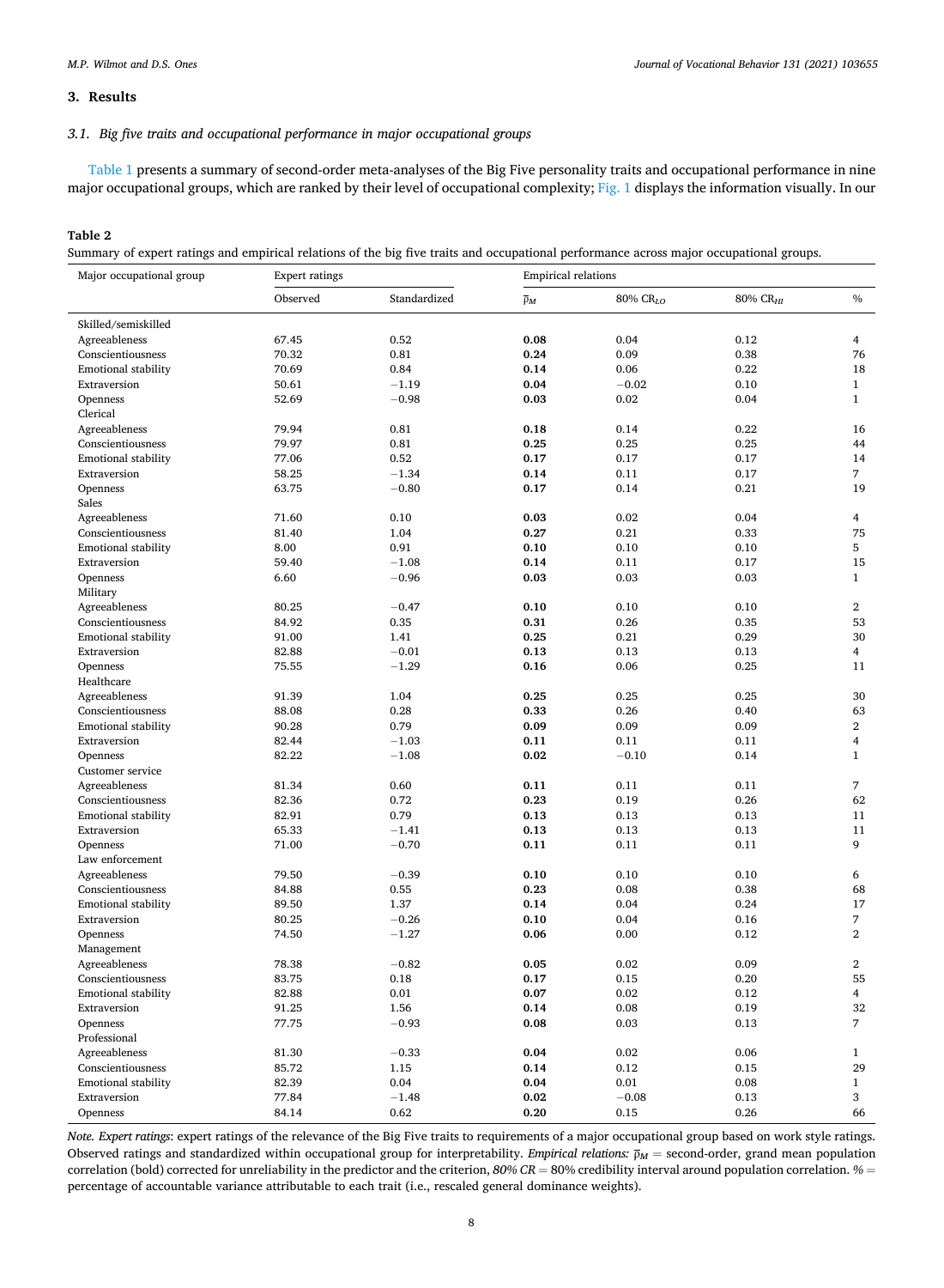## 3. Results

### 3.1. Big five traits and occupational performance in major occupational groups

Table 1 presents a summary of second-order meta-analyses of the Big Five personality traits and occupational performance in nine major occupational groups, which are ranked by their level of occupational complexity; Fig. 1 displays the information visually. In our

**Table 2**

Summary of expert ratings and empirical relations of the big five traits and occupational performance across major occupational groups.

| Major occupational group | Expert ratings | | Empirical relations | | | |
|---|---|---|---|---|---|---|
| | Observed | Standardized | $\bar{\rho}_M$ | 80% $CR_{LO}$ | 80% $CR_{HI}$ | % |
| Skilled/semiskilled | | | | | | |
| Agreeableness | 67.45 | 0.52 | **0.08** | 0.04 | 0.12 | 4 |
| Conscientiousness | 70.32 | 0.81 | **0.24** | 0.09 | 0.38 | 76 |
| Emotional stability | 70.69 | 0.84 | **0.14** | 0.06 | 0.22 | 18 |
| Extraversion | 50.61 | −1.19 | **0.04** | −0.02 | 0.10 | 1 |
| Openness | 52.69 | −0.98 | **0.03** | 0.02 | 0.04 | 1 |
| Clerical | | | | | | |
| Agreeableness | 79.94 | 0.81 | **0.18** | 0.14 | 0.22 | 16 |
| Conscientiousness | 79.97 | 0.81 | **0.25** | 0.25 | 0.25 | 44 |
| Emotional stability | 77.06 | 0.52 | **0.17** | 0.17 | 0.17 | 14 |
| Extraversion | 58.25 | −1.34 | **0.14** | 0.11 | 0.17 | 7 |
| Openness | 63.75 | −0.80 | **0.17** | 0.14 | 0.21 | 19 |
| Sales | | | | | | |
| Agreeableness | 71.60 | 0.10 | **0.03** | 0.02 | 0.04 | 4 |
| Conscientiousness | 81.40 | 1.04 | **0.27** | 0.21 | 0.33 | 75 |
| Emotional stability | 8.00 | 0.91 | **0.10** | 0.10 | 0.10 | 5 |
| Extraversion | 59.40 | −1.08 | **0.14** | 0.11 | 0.17 | 15 |
| Openness | 6.60 | −0.96 | **0.03** | 0.03 | 0.03 | 1 |
| Military | | | | | | |
| Agreeableness | 80.25 | −0.47 | **0.10** | 0.10 | 0.10 | 2 |
| Conscientiousness | 84.92 | 0.35 | **0.31** | 0.26 | 0.35 | 53 |
| Emotional stability | 91.00 | 1.41 | **0.25** | 0.21 | 0.29 | 30 |
| Extraversion | 82.88 | −0.01 | **0.13** | 0.13 | 0.13 | 4 |
| Openness | 75.55 | −1.29 | **0.16** | 0.06 | 0.25 | 11 |
| Healthcare | | | | | | |
| Agreeableness | 91.39 | 1.04 | **0.25** | 0.25 | 0.25 | 30 |
| Conscientiousness | 88.08 | 0.28 | **0.33** | 0.26 | 0.40 | 63 |
| Emotional stability | 90.28 | 0.79 | **0.09** | 0.09 | 0.09 | 2 |
| Extraversion | 82.44 | −1.03 | **0.11** | 0.11 | 0.11 | 4 |
| Openness | 82.22 | −1.08 | **0.02** | −0.10 | 0.14 | 1 |
| Customer service | | | | | | |
| Agreeableness | 81.34 | 0.60 | **0.11** | 0.11 | 0.11 | 7 |
| Conscientiousness | 82.36 | 0.72 | **0.23** | 0.19 | 0.26 | 62 |
| Emotional stability | 82.91 | 0.79 | **0.13** | 0.13 | 0.13 | 11 |
| Extraversion | 65.33 | −1.41 | **0.13** | 0.13 | 0.13 | 11 |
| Openness | 71.00 | −0.70 | **0.11** | 0.11 | 0.11 | 9 |
| Law enforcement | | | | | | |
| Agreeableness | 79.50 | −0.39 | **0.10** | 0.10 | 0.10 | 6 |
| Conscientiousness | 84.88 | 0.55 | **0.23** | 0.08 | 0.38 | 68 |
| Emotional stability | 89.50 | 1.37 | **0.14** | 0.04 | 0.24 | 17 |
| Extraversion | 80.25 | −0.26 | **0.10** | 0.04 | 0.16 | 7 |
| Openness | 74.50 | −1.27 | **0.06** | 0.00 | 0.12 | 2 |
| Management | | | | | | |
| Agreeableness | 78.38 | −0.82 | **0.05** | 0.02 | 0.09 | 2 |
| Conscientiousness | 83.75 | 0.18 | **0.17** | 0.15 | 0.20 | 55 |
| Emotional stability | 82.88 | 0.01 | **0.07** | 0.02 | 0.12 | 4 |
| Extraversion | 91.25 | 1.56 | **0.14** | 0.08 | 0.19 | 32 |
| Openness | 77.75 | −0.93 | **0.08** | 0.03 | 0.13 | 7 |
| Professional | | | | | | |
| Agreeableness | 81.30 | −0.33 | **0.04** | 0.02 | 0.06 | 1 |
| Conscientiousness | 85.72 | 1.15 | **0.14** | 0.12 | 0.15 | 29 |
| Emotional stability | 82.39 | 0.04 | **0.04** | 0.01 | 0.08 | 1 |
| Extraversion | 77.84 | −1.48 | **0.02** | −0.08 | 0.13 | 3 |
| Openness | 84.14 | 0.62 | **0.20** | 0.15 | 0.26 | 66 |

*Note. Expert ratings*: expert ratings of the relevance of the Big Five traits to requirements of a major occupational group based on work style ratings. Observed ratings and standardized within occupational group for interpretability. *Empirical relations:* $\bar{\rho}_M$ = second-order, grand mean population correlation (bold) corrected for unreliability in the predictor and the criterion, *80% CR* = 80% credibility interval around population correlation. % = percentage of accountable variance attributable to each trait (i.e., rescaled general dominance weights).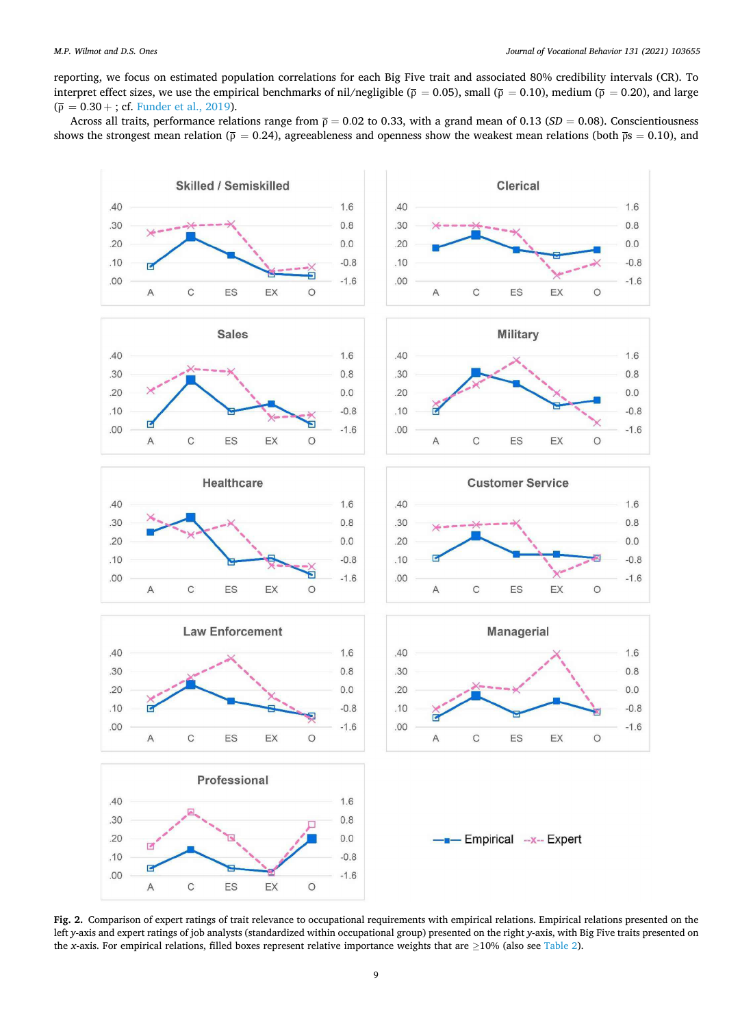reporting, we focus on estimated population correlations for each Big Five trait and associated 80% credibility intervals (CR). To interpret effect sizes, we use the empirical benchmarks of nil/negligible ($\bar{\rho} = 0.05$), small ($\bar{\rho} = 0.10$), medium ($\bar{\rho} = 0.20$), and large ($\bar{\rho} = 0.30+$; cf. Funder et al., 2019).

Across all traits, performance relations range from $\bar{\rho} = 0.02$ to 0.33, with a grand mean of 0.13 (*SD* = 0.08). Conscientiousness shows the strongest mean relation ($\bar{\rho} = 0.24$), agreeableness and openness show the weakest mean relations (both $\bar{\rho}s = 0.10$), and

**Fig. 2.** Comparison of expert ratings of trait relevance to occupational requirements with empirical relations. Empirical relations presented on the left *y*-axis and expert ratings of job analysts (standardized within occupational group) presented on the right *y*-axis, with Big Five traits presented on the *x*-axis. For empirical relations, filled boxes represent relative importance weights that are ≥10% (also see Table 2).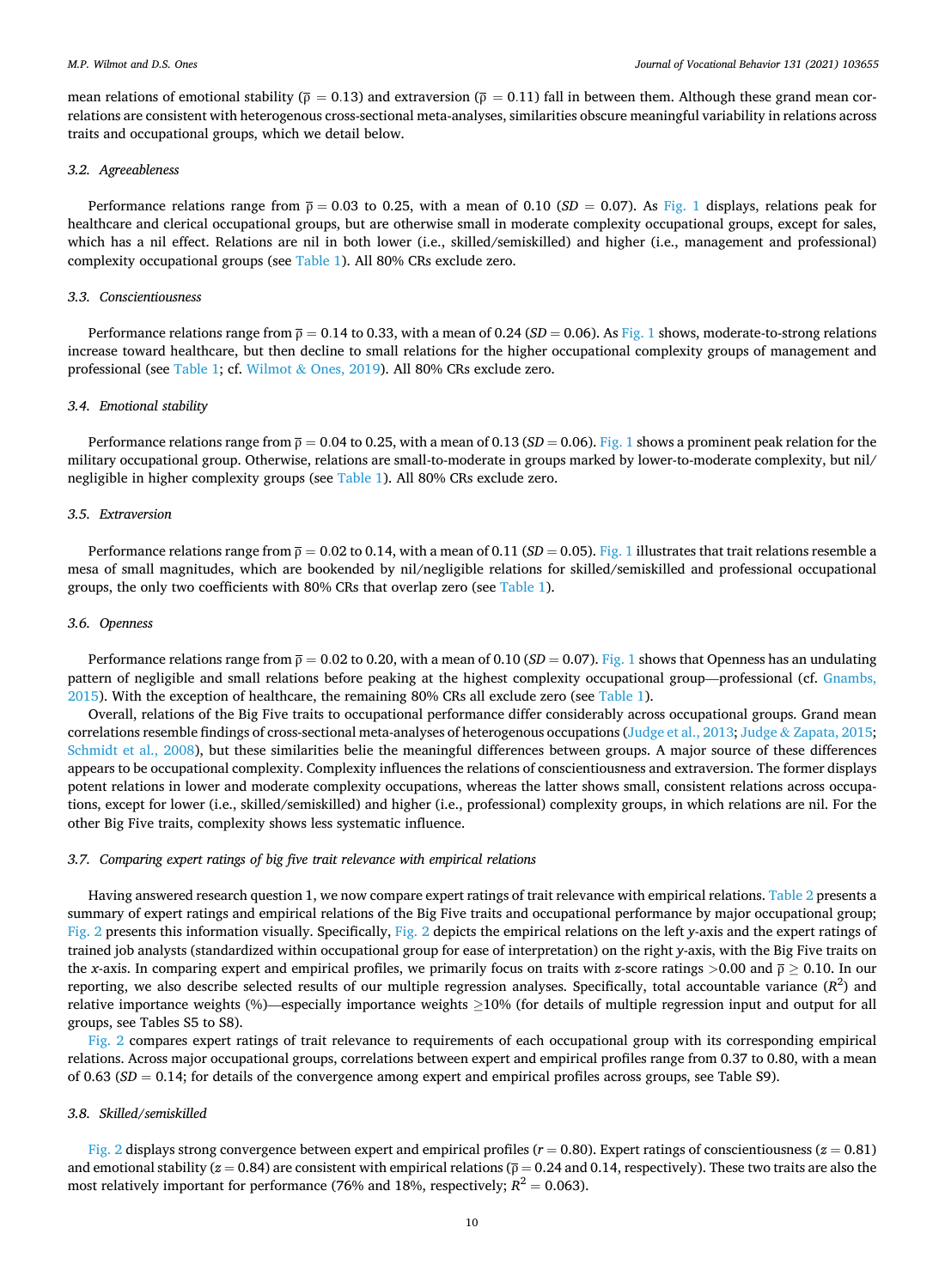mean relations of emotional stability ($\bar{\rho}$ = 0.13) and extraversion ($\bar{\rho}$ = 0.11) fall in between them. Although these grand mean correlations are consistent with heterogenous cross-sectional meta-analyses, similarities obscure meaningful variability in relations across traits and occupational groups, which we detail below.

### 3.2. Agreeableness

Performance relations range from $\bar{\rho}$ = 0.03 to 0.25, with a mean of 0.10 (*SD* = 0.07). As Fig. 1 displays, relations peak for healthcare and clerical occupational groups, but are otherwise small in moderate complexity occupational groups, except for sales, which has a nil effect. Relations are nil in both lower (i.e., skilled/semiskilled) and higher (i.e., management and professional) complexity occupational groups (see Table 1). All 80% CRs exclude zero.

### 3.3. Conscientiousness

Performance relations range from $\bar{\rho}$ = 0.14 to 0.33, with a mean of 0.24 (*SD* = 0.06). As Fig. 1 shows, moderate-to-strong relations increase toward healthcare, but then decline to small relations for the higher occupational complexity groups of management and professional (see Table 1; cf. Wilmot & Ones, 2019). All 80% CRs exclude zero.

### 3.4. Emotional stability

Performance relations range from $\bar{\rho}$ = 0.04 to 0.25, with a mean of 0.13 (*SD* = 0.06). Fig. 1 shows a prominent peak relation for the military occupational group. Otherwise, relations are small-to-moderate in groups marked by lower-to-moderate complexity, but nil/negligible in higher complexity groups (see Table 1). All 80% CRs exclude zero.

### 3.5. Extraversion

Performance relations range from $\bar{\rho}$ = 0.02 to 0.14, with a mean of 0.11 (*SD* = 0.05). Fig. 1 illustrates that trait relations resemble a mesa of small magnitudes, which are bookended by nil/negligible relations for skilled/semiskilled and professional occupational groups, the only two coefficients with 80% CRs that overlap zero (see Table 1).

### 3.6. Openness

Performance relations range from $\bar{\rho}$ = 0.02 to 0.20, with a mean of 0.10 (*SD* = 0.07). Fig. 1 shows that Openness has an undulating pattern of negligible and small relations before peaking at the highest complexity occupational group—professional (cf. Gnambs, 2015). With the exception of healthcare, the remaining 80% CRs all exclude zero (see Table 1).

Overall, relations of the Big Five traits to occupational performance differ considerably across occupational groups. Grand mean correlations resemble findings of cross-sectional meta-analyses of heterogenous occupations (Judge et al., 2013; Judge & Zapata, 2015; Schmidt et al., 2008), but these similarities belie the meaningful differences between groups. A major source of these differences appears to be occupational complexity. Complexity influences the relations of conscientiousness and extraversion. The former displays potent relations in lower and moderate complexity occupations, whereas the latter shows small, consistent relations across occupations, except for lower (i.e., skilled/semiskilled) and higher (i.e., professional) complexity groups, in which relations are nil. For the other Big Five traits, complexity shows less systematic influence.

### 3.7. Comparing expert ratings of big five trait relevance with empirical relations

Having answered research question 1, we now compare expert ratings of trait relevance with empirical relations. Table 2 presents a summary of expert ratings and empirical relations of the Big Five traits and occupational performance by major occupational group; Fig. 2 presents this information visually. Specifically, Fig. 2 depicts the empirical relations on the left *y*-axis and the expert ratings of trained job analysts (standardized within occupational group for ease of interpretation) on the right *y*-axis, with the Big Five traits on the *x*-axis. In comparing expert and empirical profiles, we primarily focus on traits with *z*-score ratings >0.00 and $\bar{\rho}$ ≥ 0.10. In our reporting, we also describe selected results of our multiple regression analyses. Specifically, total accountable variance ($R^2$) and relative importance weights (%)—especially importance weights ≥10% (for details of multiple regression input and output for all groups, see Tables S5 to S8).

Fig. 2 compares expert ratings of trait relevance to requirements of each occupational group with its corresponding empirical relations. Across major occupational groups, correlations between expert and empirical profiles range from 0.37 to 0.80, with a mean of 0.63 (*SD* = 0.14; for details of the convergence among expert and empirical profiles across groups, see Table S9).

### 3.8. Skilled/semiskilled

Fig. 2 displays strong convergence between expert and empirical profiles (*r* = 0.80). Expert ratings of conscientiousness (*z* = 0.81) and emotional stability (*z* = 0.84) are consistent with empirical relations ($\bar{\rho}$ = 0.24 and 0.14, respectively). These two traits are also the most relatively important for performance (76% and 18%, respectively; $R^2$ = 0.063).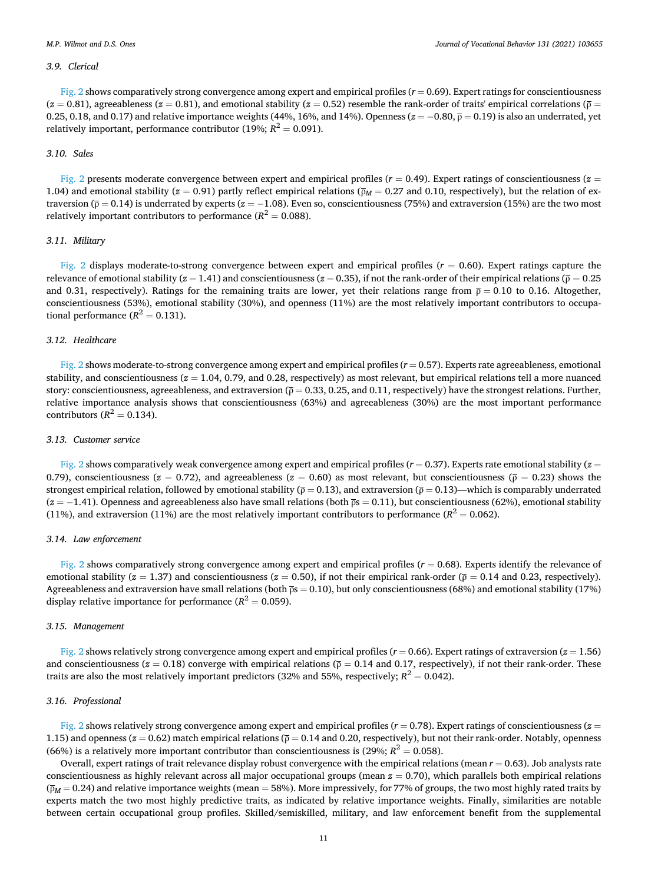### 3.9. Clerical

Fig. 2 shows comparatively strong convergence among expert and empirical profiles ($r = 0.69$). Expert ratings for conscientiousness ($z = 0.81$), agreeableness ($z = 0.81$), and emotional stability ($z = 0.52$) resemble the rank-order of traits' empirical correlations ($\overline{\rho} = 0.25$, 0.18, and 0.17) and relative importance weights (44%, 16%, and 14%). Openness ($z = -0.80$, $\overline{\rho} = 0.19$) is also an underrated, yet relatively important, performance contributor (19%; $R^2 = 0.091$).

### 3.10. Sales

Fig. 2 presents moderate convergence between expert and empirical profiles ($r = 0.49$). Expert ratings of conscientiousness ($z = 1.04$) and emotional stability ($z = 0.91$) partly reflect empirical relations ($\overline{\rho}_M = 0.27$ and 0.10, respectively), but the relation of extraversion ($\overline{\rho} = 0.14$) is underrated by experts ($z = -1.08$). Even so, conscientiousness (75%) and extraversion (15%) are the two most relatively important contributors to performance ($R^2 = 0.088$).

### 3.11. Military

Fig. 2 displays moderate-to-strong convergence between expert and empirical profiles ($r = 0.60$). Expert ratings capture the relevance of emotional stability ($z = 1.41$) and conscientiousness ($z = 0.35$), if not the rank-order of their empirical relations ($\overline{\rho} = 0.25$ and 0.31, respectively). Ratings for the remaining traits are lower, yet their relations range from $\overline{\rho} = 0.10$ to 0.16. Altogether, conscientiousness (53%), emotional stability (30%), and openness (11%) are the most relatively important contributors to occupational performance ($R^2 = 0.131$).

### 3.12. Healthcare

Fig. 2 shows moderate-to-strong convergence among expert and empirical profiles ($r = 0.57$). Experts rate agreeableness, emotional stability, and conscientiousness ($z = 1.04$, 0.79, and 0.28, respectively) as most relevant, but empirical relations tell a more nuanced story: conscientiousness, agreeableness, and extraversion ($\overline{\rho} = 0.33$, 0.25, and 0.11, respectively) have the strongest relations. Further, relative importance analysis shows that conscientiousness (63%) and agreeableness (30%) are the most important performance contributors ($R^2 = 0.134$).

### 3.13. Customer service

Fig. 2 shows comparatively weak convergence among expert and empirical profiles ($r = 0.37$). Experts rate emotional stability ($z = 0.79$), conscientiousness ($z = 0.72$), and agreeableness ($z = 0.60$) as most relevant, but conscientiousness ($\overline{\rho} = 0.23$) shows the strongest empirical relation, followed by emotional stability ($\overline{\rho} = 0.13$), and extraversion ($\overline{\rho} = 0.13$)—which is comparably underrated ($z = -1.41$). Openness and agreeableness also have small relations (both $\overline{\rho}$s $= 0.11$), but conscientiousness (62%), emotional stability (11%), and extraversion (11%) are the most relatively important contributors to performance ($R^2 = 0.062$).

### 3.14. Law enforcement

Fig. 2 shows comparatively strong convergence among expert and empirical profiles ($r = 0.68$). Experts identify the relevance of emotional stability ($z = 1.37$) and conscientiousness ($z = 0.50$), if not their empirical rank-order ($\overline{\rho} = 0.14$ and 0.23, respectively). Agreeableness and extraversion have small relations (both $\overline{\rho}$s $= 0.10$), but only conscientiousness (68%) and emotional stability (17%) display relative importance for performance ($R^2 = 0.059$).

### 3.15. Management

Fig. 2 shows relatively strong convergence among expert and empirical profiles ($r = 0.66$). Expert ratings of extraversion ($z = 1.56$) and conscientiousness ($z = 0.18$) converge with empirical relations ($\overline{\rho} = 0.14$ and 0.17, respectively), if not their rank-order. These traits are also the most relatively important predictors (32% and 55%, respectively; $R^2 = 0.042$).

### 3.16. Professional

Fig. 2 shows relatively strong convergence among expert and empirical profiles ($r = 0.78$). Expert ratings of conscientiousness ($z = 1.15$) and openness ($z = 0.62$) match empirical relations ($\overline{\rho} = 0.14$ and 0.20, respectively), but not their rank-order. Notably, openness (66%) is a relatively more important contributor than conscientiousness is (29%; $R^2 = 0.058$).

Overall, expert ratings of trait relevance display robust convergence with the empirical relations (mean $r = 0.63$). Job analysts rate conscientiousness as highly relevant across all major occupational groups (mean $z = 0.70$), which parallels both empirical relations ($\overline{\rho}_M = 0.24$) and relative importance weights (mean = 58%). More impressively, for 77% of groups, the two most highly rated traits by experts match the two most highly predictive traits, as indicated by relative importance weights. Finally, similarities are notable between certain occupational group profiles. Skilled/semiskilled, military, and law enforcement benefit from the supplemental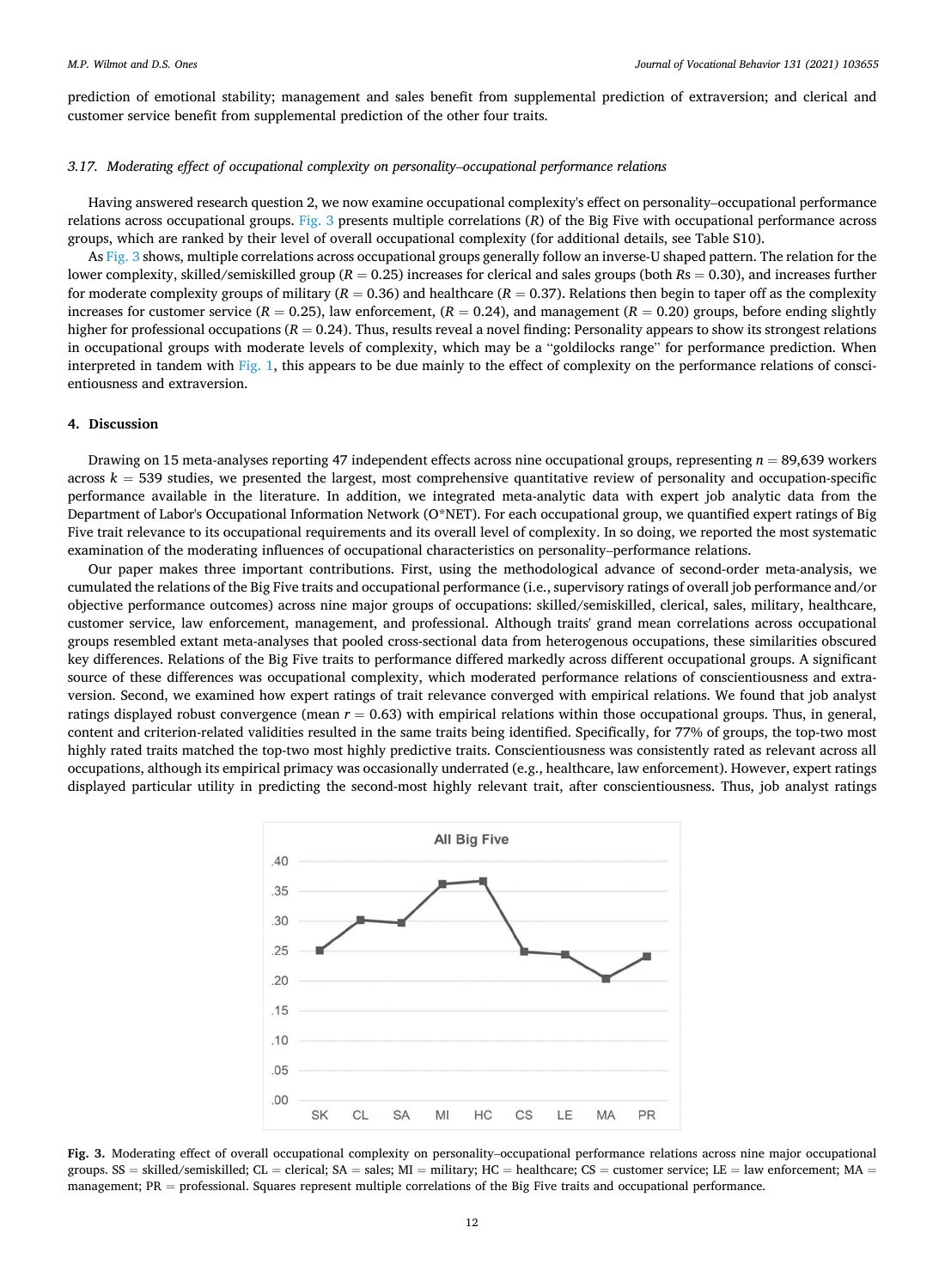prediction of emotional stability; management and sales benefit from supplemental prediction of extraversion; and clerical and customer service benefit from supplemental prediction of the other four traits.

### *3.17. Moderating effect of occupational complexity on personality–occupational performance relations*

Having answered research question 2, we now examine occupational complexity's effect on personality–occupational performance relations across occupational groups. Fig. 3 presents multiple correlations ($R$) of the Big Five with occupational performance across groups, which are ranked by their level of overall occupational complexity (for additional details, see Table S10).

As Fig. 3 shows, multiple correlations across occupational groups generally follow an inverse-U shaped pattern. The relation for the lower complexity, skilled/semiskilled group ($R = 0.25$) increases for clerical and sales groups (both $Rs = 0.30$), and increases further for moderate complexity groups of military ($R = 0.36$) and healthcare ($R = 0.37$). Relations then begin to taper off as the complexity increases for customer service ($R = 0.25$), law enforcement, ($R = 0.24$), and management ($R = 0.20$) groups, before ending slightly higher for professional occupations ($R = 0.24$). Thus, results reveal a novel finding: Personality appears to show its strongest relations in occupational groups with moderate levels of complexity, which may be a "goldilocks range" for performance prediction. When interpreted in tandem with Fig. 1, this appears to be due mainly to the effect of complexity on the performance relations of conscientiousness and extraversion.

## 4. Discussion

Drawing on 15 meta-analyses reporting 47 independent effects across nine occupational groups, representing $n = 89{,}639$ workers across $k = 539$ studies, we presented the largest, most comprehensive quantitative review of personality and occupation-specific performance available in the literature. In addition, we integrated meta-analytic data with expert job analytic data from the Department of Labor's Occupational Information Network (O*NET). For each occupational group, we quantified expert ratings of Big Five trait relevance to its occupational requirements and its overall level of complexity. In so doing, we reported the most systematic examination of the moderating influences of occupational characteristics on personality–performance relations.

Our paper makes three important contributions. First, using the methodological advance of second-order meta-analysis, we cumulated the relations of the Big Five traits and occupational performance (i.e., supervisory ratings of overall job performance and/or objective performance outcomes) across nine major groups of occupations: skilled/semiskilled, clerical, sales, military, healthcare, customer service, law enforcement, management, and professional. Although traits' grand mean correlations across occupational groups resembled extant meta-analyses that pooled cross-sectional data from heterogenous occupations, these similarities obscured key differences. Relations of the Big Five traits to performance differed markedly across different occupational groups. A significant source of these differences was occupational complexity, which moderated performance relations of conscientiousness and extraversion. Second, we examined how expert ratings of trait relevance converged with empirical relations. We found that job analyst ratings displayed robust convergence (mean $r = 0.63$) with empirical relations within those occupational groups. Thus, in general, content and criterion-related validities resulted in the same traits being identified. Specifically, for 77% of groups, the top-two most highly rated traits matched the top-two most highly predictive traits. Conscientiousness was consistently rated as relevant across all occupations, although its empirical primacy was occasionally underrated (e.g., healthcare, law enforcement). However, expert ratings displayed particular utility in predicting the second-most highly relevant trait, after conscientiousness. Thus, job analyst ratings

**Fig. 3.** Moderating effect of overall occupational complexity on personality–occupational performance relations across nine major occupational groups. SS = skilled/semiskilled; CL = clerical; SA = sales; MI = military; HC = healthcare; CS = customer service; LE = law enforcement; MA = management; PR = professional. Squares represent multiple correlations of the Big Five traits and occupational performance.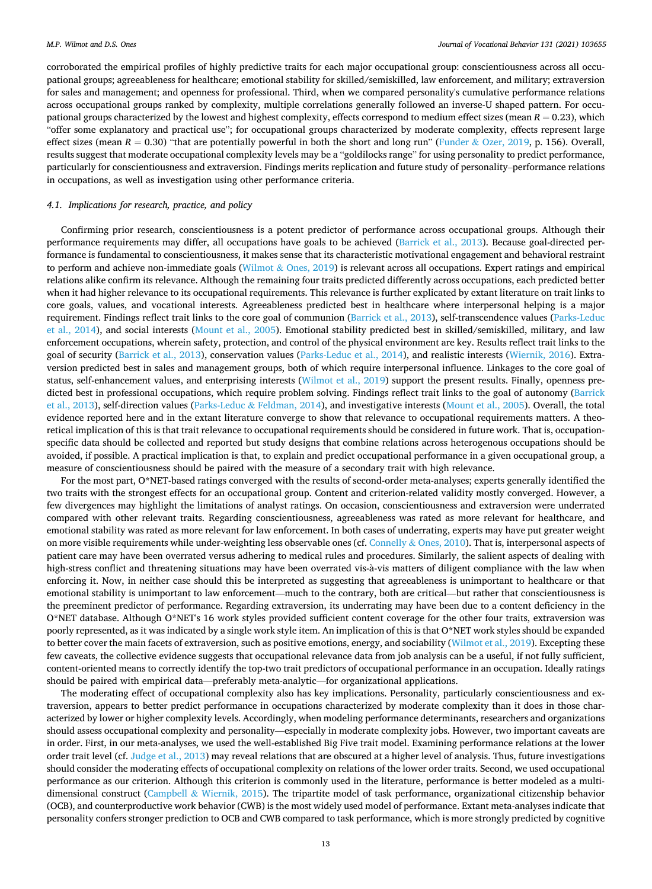corroborated the empirical profiles of highly predictive traits for each major occupational group: conscientiousness across all occupational groups; agreeableness for healthcare; emotional stability for skilled/semiskilled, law enforcement, and military; extraversion for sales and management; and openness for professional. Third, when we compared personality's cumulative performance relations across occupational groups ranked by complexity, multiple correlations generally followed an inverse-U shaped pattern. For occupational groups characterized by the lowest and highest complexity, effects correspond to medium effect sizes (mean $R = 0.23$), which "offer some explanatory and practical use"; for occupational groups characterized by moderate complexity, effects represent large effect sizes (mean $R = 0.30$) "that are potentially powerful in both the short and long run" (Funder & Ozer, 2019, p. 156). Overall, results suggest that moderate occupational complexity levels may be a "goldilocks range" for using personality to predict performance, particularly for conscientiousness and extraversion. Findings merits replication and future study of personality–performance relations in occupations, as well as investigation using other performance criteria.

### 4.1. Implications for research, practice, and policy

Confirming prior research, conscientiousness is a potent predictor of performance across occupational groups. Although their performance requirements may differ, all occupations have goals to be achieved (Barrick et al., 2013). Because goal-directed performance is fundamental to conscientiousness, it makes sense that its characteristic motivational engagement and behavioral restraint to perform and achieve non-immediate goals (Wilmot & Ones, 2019) is relevant across all occupations. Expert ratings and empirical relations alike confirm its relevance. Although the remaining four traits predicted differently across occupations, each predicted better when it had higher relevance to its occupational requirements. This relevance is further explicated by extant literature on trait links to core goals, values, and vocational interests. Agreeableness predicted best in healthcare where interpersonal helping is a major requirement. Findings reflect trait links to the core goal of communion (Barrick et al., 2013), self-transcendence values (Parks-Leduc et al., 2014), and social interests (Mount et al., 2005). Emotional stability predicted best in skilled/semiskilled, military, and law enforcement occupations, wherein safety, protection, and control of the physical environment are key. Results reflect trait links to the goal of security (Barrick et al., 2013), conservation values (Parks-Leduc et al., 2014), and realistic interests (Wiernik, 2016). Extraversion predicted best in sales and management groups, both of which require interpersonal influence. Linkages to the core goal of status, self-enhancement values, and enterprising interests (Wilmot et al., 2019) support the present results. Finally, openness predicted best in professional occupations, which require problem solving. Findings reflect trait links to the goal of autonomy (Barrick et al., 2013), self-direction values (Parks-Leduc & Feldman, 2014), and investigative interests (Mount et al., 2005). Overall, the total evidence reported here and in the extant literature converge to show that relevance to occupational requirements matters. A theoretical implication of this is that trait relevance to occupational requirements should be considered in future work. That is, occupation-specific data should be collected and reported but study designs that combine relations across heterogenous occupations should be avoided, if possible. A practical implication is that, to explain and predict occupational performance in a given occupational group, a measure of conscientiousness should be paired with the measure of a secondary trait with high relevance.

For the most part, O*NET-based ratings converged with the results of second-order meta-analyses; experts generally identified the two traits with the strongest effects for an occupational group. Content and criterion-related validity mostly converged. However, a few divergences may highlight the limitations of analyst ratings. On occasion, conscientiousness and extraversion were underrated compared with other relevant traits. Regarding conscientiousness, agreeableness was rated as more relevant for healthcare, and emotional stability was rated as more relevant for law enforcement. In both cases of underrating, experts may have put greater weight on more visible requirements while under-weighting less observable ones (cf. Connelly & Ones, 2010). That is, interpersonal aspects of patient care may have been overrated versus adhering to medical rules and procedures. Similarly, the salient aspects of dealing with high-stress conflict and threatening situations may have been overrated vis-à-vis matters of diligent compliance with the law when enforcing it. Now, in neither case should this be interpreted as suggesting that agreeableness is unimportant to healthcare or that emotional stability is unimportant to law enforcement—much to the contrary, both are critical—but rather that conscientiousness is the preeminent predictor of performance. Regarding extraversion, its underrating may have been due to a content deficiency in the O*NET database. Although O*NET's 16 work styles provided sufficient content coverage for the other four traits, extraversion was poorly represented, as it was indicated by a single work style item. An implication of this is that O*NET work styles should be expanded to better cover the main facets of extraversion, such as positive emotions, energy, and sociability (Wilmot et al., 2019). Excepting these few caveats, the collective evidence suggests that occupational relevance data from job analysis can be a useful, if not fully sufficient, content-oriented means to correctly identify the top-two trait predictors of occupational performance in an occupation. Ideally ratings should be paired with empirical data—preferably meta-analytic—for organizational applications.

The moderating effect of occupational complexity also has key implications. Personality, particularly conscientiousness and extraversion, appears to better predict performance in occupations characterized by moderate complexity than it does in those characterized by lower or higher complexity levels. Accordingly, when modeling performance determinants, researchers and organizations should assess occupational complexity and personality—especially in moderate complexity jobs. However, two important caveats are in order. First, in our meta-analyses, we used the well-established Big Five trait model. Examining performance relations at the lower order trait level (cf. Judge et al., 2013) may reveal relations that are obscured at a higher level of analysis. Thus, future investigations should consider the moderating effects of occupational complexity on relations of the lower order traits. Second, we used occupational performance as our criterion. Although this criterion is commonly used in the literature, performance is better modeled as a multidimensional construct (Campbell & Wiernik, 2015). The tripartite model of task performance, organizational citizenship behavior (OCB), and counterproductive work behavior (CWB) is the most widely used model of performance. Extant meta-analyses indicate that personality confers stronger prediction to OCB and CWB compared to task performance, which is more strongly predicted by cognitive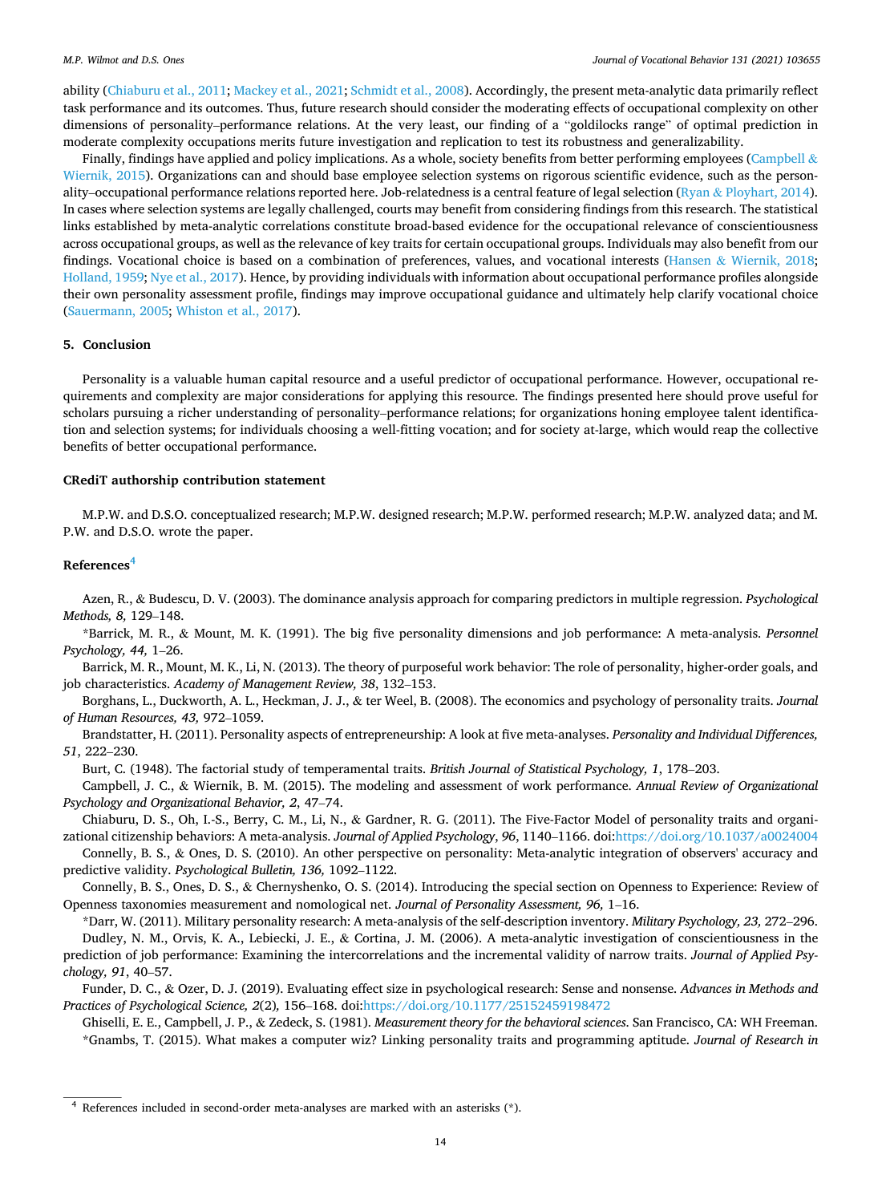ability (Chiaburu et al., 2011; Mackey et al., 2021; Schmidt et al., 2008). Accordingly, the present meta-analytic data primarily reflect task performance and its outcomes. Thus, future research should consider the moderating effects of occupational complexity on other dimensions of personality–performance relations. At the very least, our finding of a "goldilocks range" of optimal prediction in moderate complexity occupations merits future investigation and replication to test its robustness and generalizability.

Finally, findings have applied and policy implications. As a whole, society benefits from better performing employees (Campbell & Wiernik, 2015). Organizations can and should base employee selection systems on rigorous scientific evidence, such as the personality–occupational performance relations reported here. Job-relatedness is a central feature of legal selection (Ryan & Ployhart, 2014). In cases where selection systems are legally challenged, courts may benefit from considering findings from this research. The statistical links established by meta-analytic correlations constitute broad-based evidence for the occupational relevance of conscientiousness across occupational groups, as well as the relevance of key traits for certain occupational groups. Individuals may also benefit from our findings. Vocational choice is based on a combination of preferences, values, and vocational interests (Hansen & Wiernik, 2018; Holland, 1959; Nye et al., 2017). Hence, by providing individuals with information about occupational performance profiles alongside their own personality assessment profile, findings may improve occupational guidance and ultimately help clarify vocational choice (Sauermann, 2005; Whiston et al., 2017).

## 5. Conclusion

Personality is a valuable human capital resource and a useful predictor of occupational performance. However, occupational requirements and complexity are major considerations for applying this resource. The findings presented here should prove useful for scholars pursuing a richer understanding of personality–performance relations; for organizations honing employee talent identification and selection systems; for individuals choosing a well-fitting vocation; and for society at-large, which would reap the collective benefits of better occupational performance.

## CRediT authorship contribution statement

M.P.W. and D.S.O. conceptualized research; M.P.W. designed research; M.P.W. performed research; M.P.W. analyzed data; and M. P.W. and D.S.O. wrote the paper.

## References[4]

Azen, R., & Budescu, D. V. (2003). The dominance analysis approach for comparing predictors in multiple regression. *Psychological Methods, 8,* 129–148.

*Barrick, M. R., & Mount, M. K. (1991). The big five personality dimensions and job performance: A meta-analysis. *Personnel Psychology, 44,* 1–26.

Barrick, M. R., Mount, M. K., Li, N. (2013). The theory of purposeful work behavior: The role of personality, higher-order goals, and job characteristics. *Academy of Management Review, 38*, 132–153.

Borghans, L., Duckworth, A. L., Heckman, J. J., & ter Weel, B. (2008). The economics and psychology of personality traits. *Journal of Human Resources, 43,* 972–1059.

Brandstatter, H. (2011). Personality aspects of entrepreneurship: A look at five meta-analyses. *Personality and Individual Differences, 51*, 222–230.

Burt, C. (1948). The factorial study of temperamental traits. *British Journal of Statistical Psychology, 1*, 178–203.

Campbell, J. C., & Wiernik, B. M. (2015). The modeling and assessment of work performance. *Annual Review of Organizational Psychology and Organizational Behavior, 2*, 47–74.

Chiaburu, D. S., Oh, I.-S., Berry, C. M., Li, N., & Gardner, R. G. (2011). The Five-Factor Model of personality traits and organizational citizenship behaviors: A meta-analysis. *Journal of Applied Psychology*, *96*, 1140–1166. doi:https://doi.org/10.1037/a0024004

Connelly, B. S., & Ones, D. S. (2010). An other perspective on personality: Meta-analytic integration of observers' accuracy and predictive validity. *Psychological Bulletin, 136,* 1092–1122.

Connelly, B. S., Ones, D. S., & Chernyshenko, O. S. (2014). Introducing the special section on Openness to Experience: Review of Openness taxonomies measurement and nomological net. *Journal of Personality Assessment, 96,* 1–16.

*Darr, W. (2011). Military personality research: A meta-analysis of the self-description inventory. *Military Psychology, 23,* 272–296.

Dudley, N. M., Orvis, K. A., Lebiecki, J. E., & Cortina, J. M. (2006). A meta-analytic investigation of conscientiousness in the prediction of job performance: Examining the intercorrelations and the incremental validity of narrow traits. *Journal of Applied Psychology, 91*, 40–57.

Funder, D. C., & Ozer, D. J. (2019). Evaluating effect size in psychological research: Sense and nonsense. *Advances in Methods and Practices of Psychological Science, 2*(2)*,* 156–168. doi:https://doi.org/10.1177/25152459198472

Ghiselli, E. E., Campbell, J. P., & Zedeck, S. (1981). *Measurement theory for the behavioral sciences*. San Francisco, CA: WH Freeman.

*Gnambs, T. (2015). What makes a computer wiz? Linking personality traits and programming aptitude. *Journal of Research in*

[4] References included in second-order meta-analyses are marked with an asterisks (*).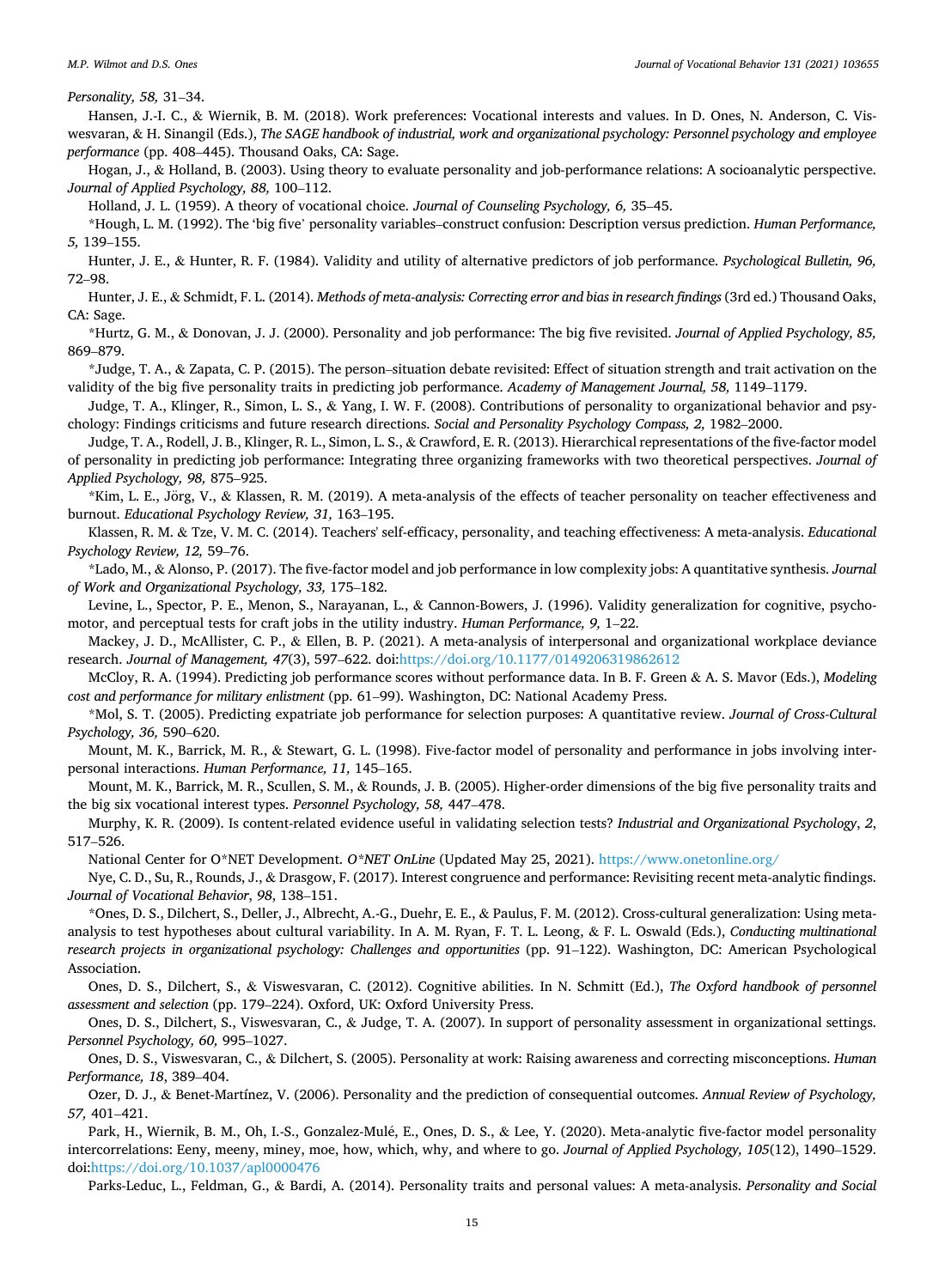*Personality, 58,* 31–34.

Hansen, J.-I. C., & Wiernik, B. M. (2018). Work preferences: Vocational interests and values. In D. Ones, N. Anderson, C. Viswesvaran, & H. Sinangil (Eds.), *The SAGE handbook of industrial, work and organizational psychology: Personnel psychology and employee performance* (pp. 408–445). Thousand Oaks, CA: Sage.

Hogan, J., & Holland, B. (2003). Using theory to evaluate personality and job-performance relations: A socioanalytic perspective. *Journal of Applied Psychology, 88,* 100–112.

Holland, J. L. (1959). A theory of vocational choice. *Journal of Counseling Psychology, 6,* 35–45.

*Hough, L. M. (1992). The 'big five' personality variables–construct confusion: Description versus prediction. *Human Performance, 5,* 139–155.

Hunter, J. E., & Hunter, R. F. (1984). Validity and utility of alternative predictors of job performance. *Psychological Bulletin, 96,* 72–98.

Hunter, J. E., & Schmidt, F. L. (2014). *Methods of meta-analysis: Correcting error and bias in research findings* (3rd ed.) Thousand Oaks, CA: Sage.

*Hurtz, G. M., & Donovan, J. J. (2000). Personality and job performance: The big five revisited. *Journal of Applied Psychology, 85,* 869–879.

*Judge, T. A., & Zapata, C. P. (2015). The person–situation debate revisited: Effect of situation strength and trait activation on the validity of the big five personality traits in predicting job performance. *Academy of Management Journal, 58,* 1149–1179.

Judge, T. A., Klinger, R., Simon, L. S., & Yang, I. W. F. (2008). Contributions of personality to organizational behavior and psychology: Findings criticisms and future research directions. *Social and Personality Psychology Compass, 2,* 1982–2000.

Judge, T. A., Rodell, J. B., Klinger, R. L., Simon, L. S., & Crawford, E. R. (2013). Hierarchical representations of the five-factor model of personality in predicting job performance: Integrating three organizing frameworks with two theoretical perspectives. *Journal of Applied Psychology, 98,* 875–925.

*Kim, L. E., Jörg, V., & Klassen, R. M. (2019). A meta-analysis of the effects of teacher personality on teacher effectiveness and burnout. *Educational Psychology Review, 31,* 163–195.

Klassen, R. M. & Tze, V. M. C. (2014). Teachers' self-efficacy, personality, and teaching effectiveness: A meta-analysis. *Educational Psychology Review, 12,* 59–76.

*Lado, M., & Alonso, P. (2017). The five-factor model and job performance in low complexity jobs: A quantitative synthesis. *Journal of Work and Organizational Psychology, 33,* 175–182.

Levine, L., Spector, P. E., Menon, S., Narayanan, L., & Cannon-Bowers, J. (1996). Validity generalization for cognitive, psychomotor, and perceptual tests for craft jobs in the utility industry. *Human Performance, 9,* 1–22.

Mackey, J. D., McAllister, C. P., & Ellen, B. P. (2021). A meta-analysis of interpersonal and organizational workplace deviance research. *Journal of Management, 47*(3), 597–622. doi:https://doi.org/10.1177/0149206319862612

McCloy, R. A. (1994). Predicting job performance scores without performance data. In B. F. Green & A. S. Mavor (Eds.), *Modeling cost and performance for military enlistment* (pp. 61–99). Washington, DC: National Academy Press.

*Mol, S. T. (2005). Predicting expatriate job performance for selection purposes: A quantitative review. *Journal of Cross-Cultural Psychology, 36,* 590–620.

Mount, M. K., Barrick, M. R., & Stewart, G. L. (1998). Five-factor model of personality and performance in jobs involving interpersonal interactions. *Human Performance, 11,* 145–165.

Mount, M. K., Barrick, M. R., Scullen, S. M., & Rounds, J. B. (2005). Higher-order dimensions of the big five personality traits and the big six vocational interest types. *Personnel Psychology, 58,* 447–478.

Murphy, K. R. (2009). Is content-related evidence useful in validating selection tests? *Industrial and Organizational Psychology*, *2*, 517–526.

National Center for O*NET Development. *O*NET OnLine* (Updated May 25, 2021). https://www.onetonline.org/

Nye, C. D., Su, R., Rounds, J., & Drasgow, F. (2017). Interest congruence and performance: Revisiting recent meta-analytic findings. *Journal of Vocational Behavior*, *98*, 138–151.

*Ones, D. S., Dilchert, S., Deller, J., Albrecht, A.-G., Duehr, E. E., & Paulus, F. M. (2012). Cross-cultural generalization: Using meta-analysis to test hypotheses about cultural variability. In A. M. Ryan, F. T. L. Leong, & F. L. Oswald (Eds.), *Conducting multinational research projects in organizational psychology: Challenges and opportunities* (pp. 91–122). Washington, DC: American Psychological Association.

Ones, D. S., Dilchert, S., & Viswesvaran, C. (2012). Cognitive abilities. In N. Schmitt (Ed.), *The Oxford handbook of personnel assessment and selection* (pp. 179–224). Oxford, UK: Oxford University Press.

Ones, D. S., Dilchert, S., Viswesvaran, C., & Judge, T. A. (2007). In support of personality assessment in organizational settings. *Personnel Psychology, 60,* 995–1027.

Ones, D. S., Viswesvaran, C., & Dilchert, S. (2005). Personality at work: Raising awareness and correcting misconceptions. *Human Performance, 18*, 389–404.

Ozer, D. J., & Benet-Martínez, V. (2006). Personality and the prediction of consequential outcomes. *Annual Review of Psychology, 57,* 401–421.

Park, H., Wiernik, B. M., Oh, I.-S., Gonzalez-Mulé, E., Ones, D. S., & Lee, Y. (2020). Meta-analytic five-factor model personality intercorrelations: Eeny, meeny, miney, moe, how, which, why, and where to go. *Journal of Applied Psychology, 105*(12), 1490–1529. doi:https://doi.org/10.1037/apl0000476

Parks-Leduc, L., Feldman, G., & Bardi, A. (2014). Personality traits and personal values: A meta-analysis. *Personality and Social*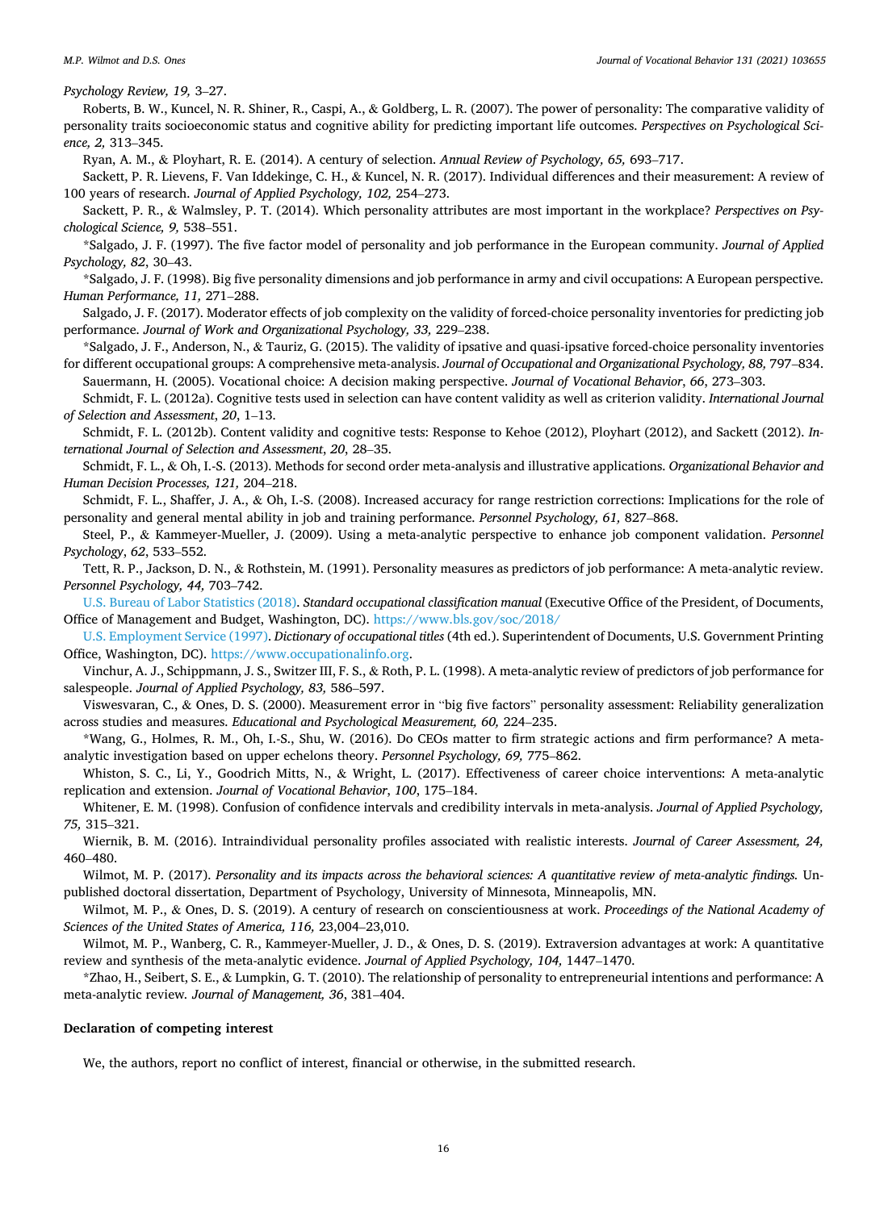*Psychology Review, 19,* 3–27.

Roberts, B. W., Kuncel, N. R. Shiner, R., Caspi, A., & Goldberg, L. R. (2007). The power of personality: The comparative validity of personality traits socioeconomic status and cognitive ability for predicting important life outcomes. *Perspectives on Psychological Science, 2,* 313–345.

Ryan, A. M., & Ployhart, R. E. (2014). A century of selection. *Annual Review of Psychology, 65,* 693–717.

Sackett, P. R. Lievens, F. Van Iddekinge, C. H., & Kuncel, N. R. (2017). Individual differences and their measurement: A review of 100 years of research. *Journal of Applied Psychology, 102,* 254–273.

Sackett, P. R., & Walmsley, P. T. (2014). Which personality attributes are most important in the workplace? *Perspectives on Psychological Science, 9,* 538–551.

*Salgado, J. F. (1997). The five factor model of personality and job performance in the European community. *Journal of Applied Psychology, 82*, 30–43.

*Salgado, J. F. (1998). Big five personality dimensions and job performance in army and civil occupations: A European perspective. *Human Performance, 11,* 271–288.

Salgado, J. F. (2017). Moderator effects of job complexity on the validity of forced-choice personality inventories for predicting job performance. *Journal of Work and Organizational Psychology, 33,* 229–238.

*Salgado, J. F., Anderson, N., & Tauriz, G. (2015). The validity of ipsative and quasi-ipsative forced-choice personality inventories for different occupational groups: A comprehensive meta-analysis. *Journal of Occupational and Organizational Psychology, 88,* 797–834.

Sauermann, H. (2005). Vocational choice: A decision making perspective. *Journal of Vocational Behavior*, *66*, 273–303.

Schmidt, F. L. (2012a). Cognitive tests used in selection can have content validity as well as criterion validity. *International Journal of Selection and Assessment*, *20*, 1–13.

Schmidt, F. L. (2012b). Content validity and cognitive tests: Response to Kehoe (2012), Ployhart (2012), and Sackett (2012). *International Journal of Selection and Assessment*, *20*, 28–35.

Schmidt, F. L., & Oh, I.-S. (2013). Methods for second order meta-analysis and illustrative applications. *Organizational Behavior and Human Decision Processes, 121,* 204–218.

Schmidt, F. L., Shaffer, J. A., & Oh, I.-S. (2008). Increased accuracy for range restriction corrections: Implications for the role of personality and general mental ability in job and training performance. *Personnel Psychology, 61,* 827–868.

Steel, P., & Kammeyer-Mueller, J. (2009). Using a meta-analytic perspective to enhance job component validation. *Personnel Psychology*, *62*, 533–552.

Tett, R. P., Jackson, D. N., & Rothstein, M. (1991). Personality measures as predictors of job performance: A meta-analytic review. *Personnel Psychology, 44,* 703–742.

U.S. Bureau of Labor Statistics (2018). *Standard occupational classification manual* (Executive Office of the President, of Documents, Office of Management and Budget, Washington, DC). https://www.bls.gov/soc/2018/

U.S. Employment Service (1997). *Dictionary of occupational titles* (4th ed.). Superintendent of Documents, U.S. Government Printing Office, Washington, DC). https://www.occupationalinfo.org.

Vinchur, A. J., Schippmann, J. S., Switzer III, F. S., & Roth, P. L. (1998). A meta-analytic review of predictors of job performance for salespeople. *Journal of Applied Psychology, 83,* 586–597.

Viswesvaran, C., & Ones, D. S. (2000). Measurement error in "big five factors" personality assessment: Reliability generalization across studies and measures. *Educational and Psychological Measurement, 60,* 224–235.

*Wang, G., Holmes, R. M., Oh, I.-S., Shu, W. (2016). Do CEOs matter to firm strategic actions and firm performance? A meta-analytic investigation based on upper echelons theory. *Personnel Psychology, 69,* 775–862.

Whiston, S. C., Li, Y., Goodrich Mitts, N., & Wright, L. (2017). Effectiveness of career choice interventions: A meta-analytic replication and extension. *Journal of Vocational Behavior*, *100*, 175–184.

Whitener, E. M. (1998). Confusion of confidence intervals and credibility intervals in meta-analysis. *Journal of Applied Psychology, 75,* 315–321.

Wiernik, B. M. (2016). Intraindividual personality profiles associated with realistic interests. *Journal of Career Assessment, 24,* 460–480.

Wilmot, M. P. (2017). *Personality and its impacts across the behavioral sciences: A quantitative review of meta-analytic findings.* Unpublished doctoral dissertation, Department of Psychology, University of Minnesota, Minneapolis, MN.

Wilmot, M. P., & Ones, D. S. (2019). A century of research on conscientiousness at work. *Proceedings of the National Academy of Sciences of the United States of America, 116,* 23,004–23,010.

Wilmot, M. P., Wanberg, C. R., Kammeyer-Mueller, J. D., & Ones, D. S. (2019). Extraversion advantages at work: A quantitative review and synthesis of the meta-analytic evidence. *Journal of Applied Psychology, 104,* 1447–1470.

*Zhao, H., Seibert, S. E., & Lumpkin, G. T. (2010). The relationship of personality to entrepreneurial intentions and performance: A meta-analytic review. *Journal of Management, 36*, 381–404.

### Declaration of competing interest

We, the authors, report no conflict of interest, financial or otherwise, in the submitted research.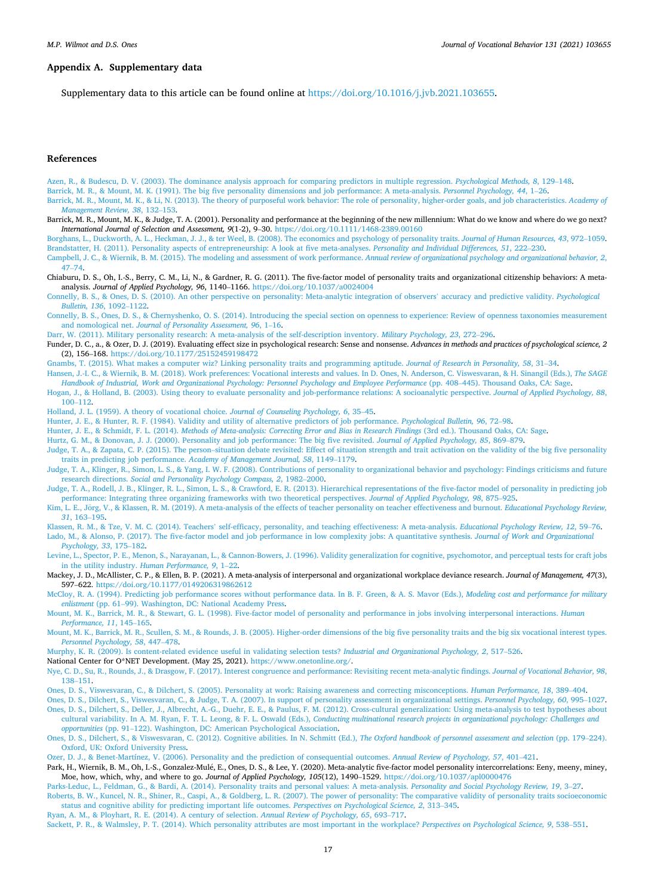## Appendix A. Supplementary data

Supplementary data to this article can be found online at https://doi.org/10.1016/j.jvb.2021.103655.

## References

Azen, R., & Budescu, D. V. (2003). The dominance analysis approach for comparing predictors in multiple regression. *Psychological Methods, 8*, 129–148.

Barrick, M. R., & Mount, M. K. (1991). The big five personality dimensions and job performance: A meta-analysis. *Personnel Psychology, 44*, 1–26.

Barrick, M. R., Mount, M. K., & Li, N. (2013). The theory of purposeful work behavior: The role of personality, higher-order goals, and job characteristics. *Academy of Management Review, 38*, 132–153.

Barrick, M. R., Mount, M. K., & Judge, T. A. (2001). Personality and performance at the beginning of the new millennium: What do we know and where do we go next? *International Journal of Selection and Assessment, 9*(1-2), 9–30. https://doi.org/10.1111/1468-2389.00160

Borghans, L., Duckworth, A. L., Heckman, J. J., & ter Weel, B. (2008). The economics and psychology of personality traits. *Journal of Human Resources, 43*, 972–1059.

Brandstatter, H. (2011). Personality aspects of entrepreneurship: A look at five meta-analyses. *Personality and Individual Differences, 51*, 222–230.

Campbell, J. C., & Wiernik, B. M. (2015). The modeling and assessment of work performance. *Annual review of organizational psychology and organizational behavior, 2*, 47–74.

Chiaburu, D. S., Oh, I.-S., Berry, C. M., Li, N., & Gardner, R. G. (2011). The five-factor model of personality traits and organizational citizenship behaviors: A meta-analysis. *Journal of Applied Psychology, 96*, 1140–1166. https://doi.org/10.1037/a0024004

Connelly, B. S., & Ones, D. S. (2010). An other perspective on personality: Meta-analytic integration of observers' accuracy and predictive validity. *Psychological Bulletin, 136*, 1092–1122.

Connelly, B. S., Ones, D. S., & Chernyshenko, O. S. (2014). Introducing the special section on openness to experience: Review of openness taxonomies measurement and nomological net. *Journal of Personality Assessment, 96*, 1–16.

Darr, W. (2011). Military personality research: A meta-analysis of the self-description inventory. *Military Psychology, 23*, 272–296.

Funder, D. C., a., & Ozer, D. J. (2019). Evaluating effect size in psychological research: Sense and nonsense. *Advances in methods and practices of psychological science, 2* (2), 156–168. https://doi.org/10.1177/2515245919847202

Gnambs, T. (2015). What makes a computer wiz? Linking personality traits and programming aptitude. *Journal of Research in Personality, 58*, 31–34.

Hansen, J.-I. C., & Wiernik, B. M. (2018). Work preferences: Vocational interests and values. In D. Ones, N. Anderson, C. Viswesvaran, & H. Sinangil (Eds.), *The SAGE Handbook of Industrial, Work and Organizational Psychology: Personnel Psychology and Employee Performance* (pp. 408–445). Thousand Oaks, CA: Sage.

Hogan, J., & Holland, B. (2003). Using theory to evaluate personality and job-performance relations: A socioanalytic perspective. *Journal of Applied Psychology, 88*, 100–112.

Holland, J. L. (1959). A theory of vocational choice. *Journal of Counseling Psychology, 6*, 35–45.

Hunter, J. E., & Hunter, R. F. (1984). Validity and utility of alternative predictors of job performance. *Psychological Bulletin, 96*, 72–98.

Hunter, J. E., & Schmidt, F. L. (2014). *Methods of Meta-analysis: Correcting Error and Bias in Research Findings* (3rd ed.). Thousand Oaks, CA: Sage.

Hurtz, G. M., & Donovan, J. J. (2000). Personality and job performance: The big five revisited. *Journal of Applied Psychology, 85*, 869–879.

Judge, T. A., & Zapata, C. P. (2015). The person–situation debate revisited: Effect of situation strength and trait activation on the validity of the big five personality traits in predicting job performance. *Academy of Management Journal, 58*, 1149–1179.

Judge, T. A., Klinger, R., Simon, L. S., & Yang, I. W. F. (2008). Contributions of personality to organizational behavior and psychology: Findings criticisms and future research directions. *Social and Personality Psychology Compass, 2*, 1982–2000.

Judge, T. A., Rodell, J. B., Klinger, R. L., Simon, L. S., & Crawford, E. R. (2013). Hierarchical representations of the five-factor model of personality in predicting job performance: Integrating three organizing frameworks with two theoretical perspectives. *Journal of Applied Psychology, 98*, 875–925.

Kim, L. E., Jörg, V., & Klassen, R. M. (2019). A meta-analysis of the effects of teacher personality on teacher effectiveness and burnout. *Educational Psychology Review, 31*, 163–195.

Klassen, R. M., & Tze, V. M. C. (2014). Teachers' self-efficacy, personality, and teaching effectiveness: A meta-analysis. *Educational Psychology Review, 12*, 59–76.

Lado, M., & Alonso, P. (2017). The five-factor model and job performance in low complexity jobs: A quantitative synthesis. *Journal of Work and Organizational Psychology, 33*, 175–182.

Levine, E. L., Spector, P. E., Menon, S., Narayanan, L., & Cannon-Bowers, J. (1996). Validity generalization for cognitive, psychomotor, and perceptual tests for craft jobs in the utility industry. *Human Performance, 9*, 1–22.

Mackey, J. D., McAllister, C. P., & Ellen, B. P. (2021). A meta-analysis of interpersonal and organizational workplace deviance research. *Journal of Management, 47*(3), 597–622. https://doi.org/10.1177/0149206319862612

McCloy, R. A. (1994). Predicting job performance scores without performance data. In B. F. Green, & A. S. Mavor (Eds.), *Modeling cost and performance for military enlistment* (pp. 61–99). Washington, DC: National Academy Press.

Mount, M. K., Barrick, M. R., & Stewart, G. L. (1998). Five-factor model of personality and performance in jobs involving interpersonal interactions. *Human Performance, 11*, 145–165.

Mount, M. K., Barrick, M. R., Scullen, S. M., & Rounds, J. B. (2005). Higher-order dimensions of the big five personality traits and the big six vocational interest types. *Personnel Psychology, 58*, 447–478.

Murphy, K. R. (2009). Is content-related evidence useful in validating selection tests? *Industrial and Organizational Psychology, 2*, 517–526.

National Center for O*NET Development. (May 25, 2021). https://www.onetonline.org/.

Nye, C. D., Su, R., Rounds, J., & Drasgow, F. (2017). Interest congruence and performance: Revisiting recent meta-analytic findings. *Journal of Vocational Behavior, 98*, 138–151.

Ones, D. S., Viswesvaran, C., & Dilchert, S. (2005). Personality at work: Raising awareness and correcting misconceptions. *Human Performance, 18*, 389–404.

Ones, D. S., Dilchert, S., Viswesvaran, C., & Judge, T. A. (2007). In support of personality assessment in organizational settings. *Personnel Psychology, 60*, 995–1027.

Ones, D. S., Dilchert, S., Deller, J., Albrecht, A.-G., Duehr, E. E., & Paulus, F. M. (2012). Cross-cultural generalization: Using meta-analysis to test hypotheses about cultural variability. In A. M. Ryan, F. T. L. Leong, & F. L. Oswald (Eds.), *Conducting multinational research projects in organizational psychology: Challenges and opportunities* (pp. 91–122). Washington, DC: American Psychological Association.

Ones, D. S., Dilchert, S., & Viswesvaran, C. (2012). Cognitive abilities. In N. Schmitt (Ed.), *The Oxford handbook of personnel assessment and selection* (pp. 179–224). Oxford, UK: Oxford University Press.

Ozer, D. J., & Benet-Martínez, V. (2006). Personality and the prediction of consequential outcomes. *Annual Review of Psychology, 57*, 401–421.

Park, H., Wiernik, B. M., Oh, I.-S., Gonzalez-Mulé, E., Ones, D. S., & Lee, Y. (2020). Meta-analytic five-factor model personality intercorrelations: Eeny, meeny, miney, Moe, how, which, why, and where to go. *Journal of Applied Psychology, 105*(12), 1490–1529. https://doi.org/10.1037/apl0000476

Parks-Leduc, L., Feldman, G., & Bardi, A. (2014). Personality traits and personal values: A meta-analysis. *Personality and Social Psychology Review, 19*, 3–27.

Roberts, B. W., Kuncel, N. R., Shiner, R., Caspi, A., & Goldberg, L. R. (2007). The power of personality: The comparative validity of personality traits socioeconomic status and cognitive ability for predicting important life outcomes. *Perspectives on Psychological Science, 2*, 313–345.

Ryan, A. M., & Ployhart, R. E. (2014). A century of selection. *Annual Review of Psychology, 65*, 693–717.

Sackett, P. R., & Walmsley, P. T. (2014). Which personality attributes are most important in the workplace? *Perspectives on Psychological Science, 9*, 538–551.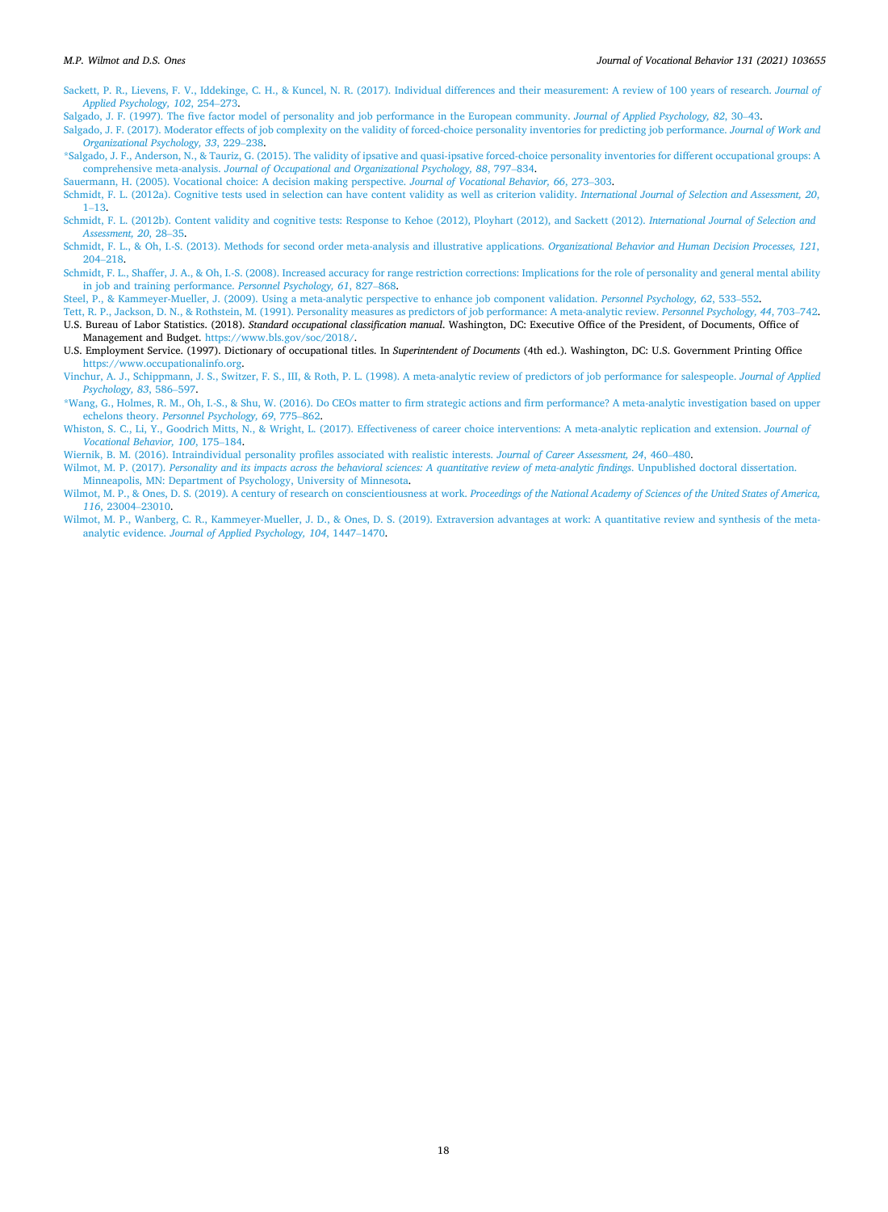Sackett, P. R., Lievens, F. V., Iddekinge, C. H., & Kuncel, N. R. (2017). Individual differences and their measurement: A review of 100 years of research. *Journal of Applied Psychology, 102*, 254–273.

Salgado, J. F. (1997). The five factor model of personality and job performance in the European community. *Journal of Applied Psychology, 82*, 30–43.

Salgado, J. F. (2017). Moderator effects of job complexity on the validity of forced-choice personality inventories for predicting job performance. *Journal of Work and Organizational Psychology, 33*, 229–238.

*Salgado, J. F., Anderson, N., & Tauriz, G. (2015). The validity of ipsative and quasi-ipsative forced-choice personality inventories for different occupational groups: A comprehensive meta-analysis. *Journal of Occupational and Organizational Psychology, 88*, 797–834.

Sauermann, H. (2005). Vocational choice: A decision making perspective. *Journal of Vocational Behavior, 66*, 273–303.

Schmidt, F. L. (2012a). Cognitive tests used in selection can have content validity as well as criterion validity. *International Journal of Selection and Assessment, 20*, 1–13.

Schmidt, F. L. (2012b). Content validity and cognitive tests: Response to Kehoe (2012), Ployhart (2012), and Sackett (2012). *International Journal of Selection and Assessment, 20*, 28–35.

Schmidt, F. L., & Oh, I.-S. (2013). Methods for second order meta-analysis and illustrative applications. *Organizational Behavior and Human Decision Processes, 121*, 204–218.

Schmidt, F. L., Shaffer, J. A., & Oh, I.-S. (2008). Increased accuracy for range restriction corrections: Implications for the role of personality and general mental ability in job and training performance. *Personnel Psychology, 61*, 827–868.

Steel, P., & Kammeyer-Mueller, J. (2009). Using a meta-analytic perspective to enhance job component validation. *Personnel Psychology, 62*, 533–552.

Tett, R. P., Jackson, D. N., & Rothstein, M. (1991). Personality measures as predictors of job performance: A meta-analytic review. *Personnel Psychology, 44*, 703–742.

U.S. Bureau of Labor Statistics. (2018). *Standard occupational classification manual*. Washington, DC: Executive Office of the President, of Documents, Office of Management and Budget. https://www.bls.gov/soc/2018/.

U.S. Employment Service. (1997). Dictionary of occupational titles. In *Superintendent of Documents* (4th ed.). Washington, DC: U.S. Government Printing Office https://www.occupationalinfo.org.

Vinchur, A. J., Schippmann, J. S., Switzer, F. S., III, & Roth, P. L. (1998). A meta-analytic review of predictors of job performance for salespeople. *Journal of Applied Psychology, 83*, 586–597.

*Wang, G., Holmes, R. M., Oh, I.-S., & Shu, W. (2016). Do CEOs matter to firm strategic actions and firm performance? A meta-analytic investigation based on upper echelons theory. *Personnel Psychology, 69*, 775–862.

Whiston, S. C., Li, Y., Goodrich Mitts, N., & Wright, L. (2017). Effectiveness of career choice interventions: A meta-analytic replication and extension. *Journal of Vocational Behavior, 100*, 175–184.

Wiernik, B. M. (2016). Intraindividual personality profiles associated with realistic interests. *Journal of Career Assessment, 24*, 460–480.

Wilmot, M. P. (2017). *Personality and its impacts across the behavioral sciences: A quantitative review of meta-analytic findings*. Unpublished doctoral dissertation. Minneapolis, MN: Department of Psychology, University of Minnesota.

Wilmot, M. P., & Ones, D. S. (2019). A century of research on conscientiousness at work. *Proceedings of the National Academy of Sciences of the United States of America, 116*, 23004–23010.

Wilmot, M. P., Wanberg, C. R., Kammeyer-Mueller, J. D., & Ones, D. S. (2019). Extraversion advantages at work: A quantitative review and synthesis of the meta-analytic evidence. *Journal of Applied Psychology, 104*, 1447–1470.